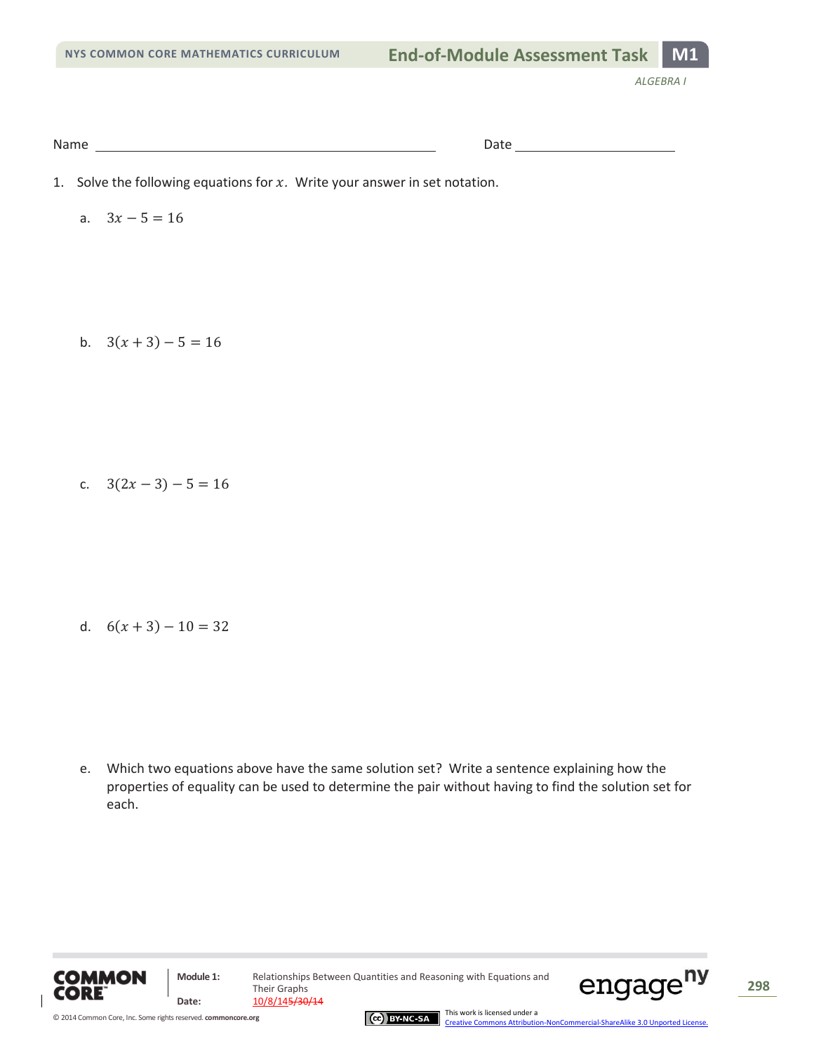Name ______________________________ Date ______________

1. Solve the following equations for $x$. Write your answer in set notation.

   a. $3x - 5 = 16$

   b. $3(x + 3) - 5 = 16$

   c. $3(2x - 3) - 5 = 16$

   d. $6(x + 3) - 10 = 32$

   e. Which two equations above have the same solution set? Write a sentence explaining how the properties of equality can be used to determine the pair without having to find the solution set for each.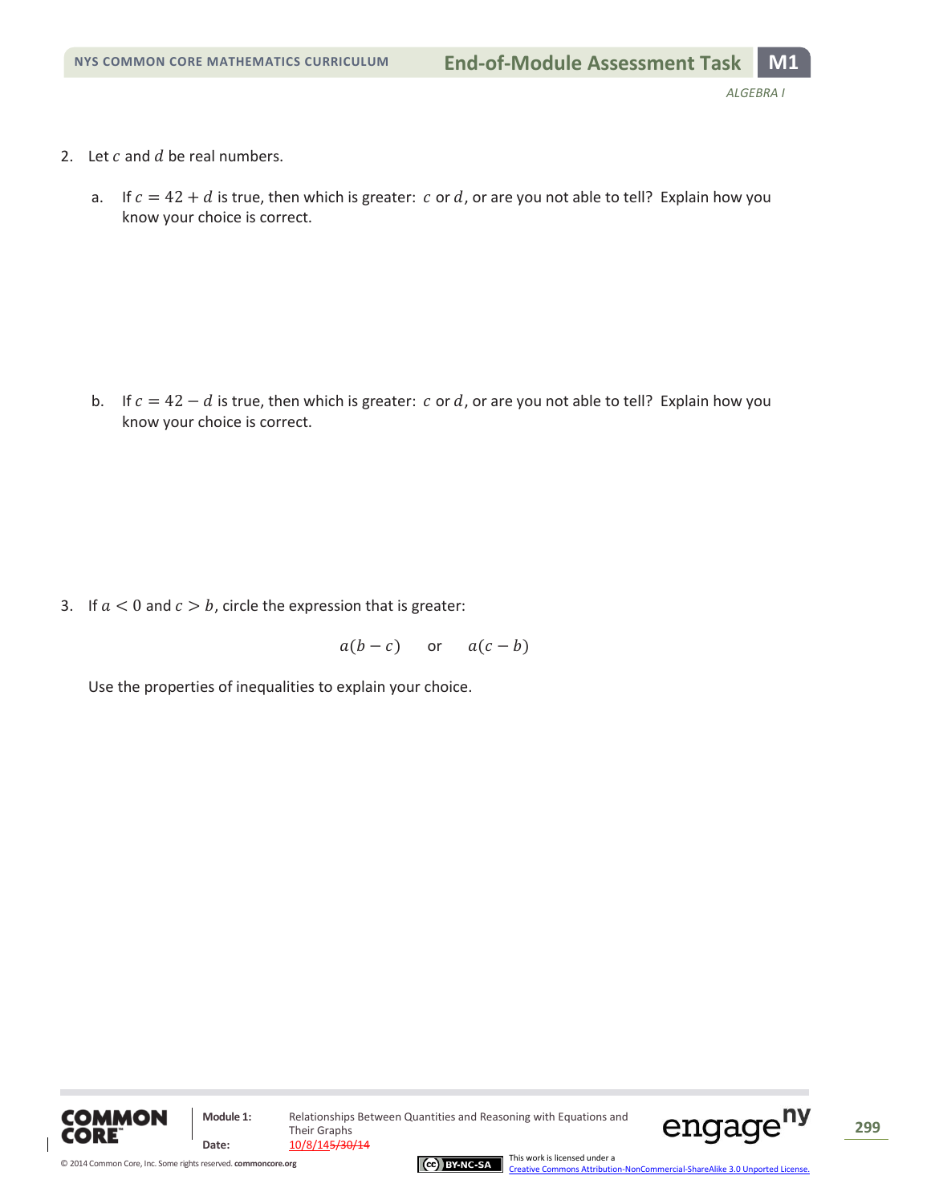2. Let $c$ and $d$ be real numbers.

   a. If $c = 42 + d$ is true, then which is greater: $c$ or $d$, or are you not able to tell? Explain how you know your choice is correct.

   b. If $c = 42 - d$ is true, then which is greater: $c$ or $d$, or are you not able to tell? Explain how you know your choice is correct.

3. If $a < 0$ and $c > b$, circle the expression that is greater:

$$a(b - c) \quad \text{or} \quad a(c - b)$$

   Use the properties of inequalities to explain your choice.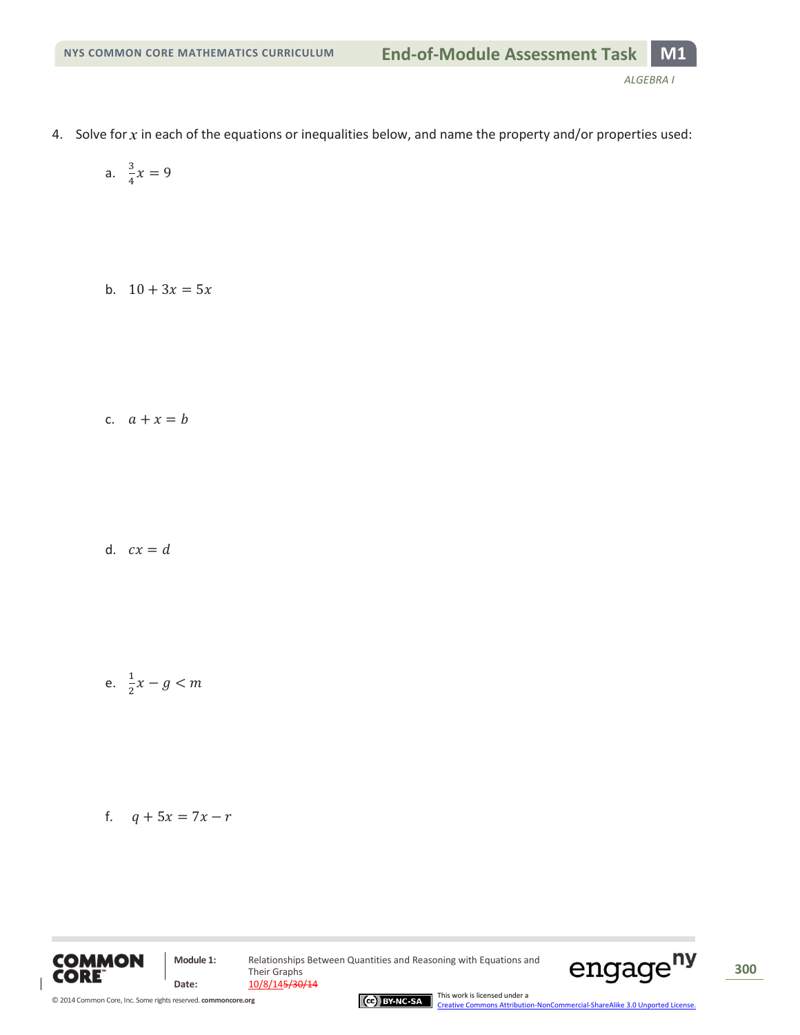4. Solve for $x$ in each of the equations or inequalities below, and name the property and/or properties used:

   a. $\frac{3}{4}x = 9$

   b. $10 + 3x = 5x$

   c. $a + x = b$

   d. $cx = d$

   e. $\frac{1}{2}x - g < m$

   f. $q + 5x = 7x - r$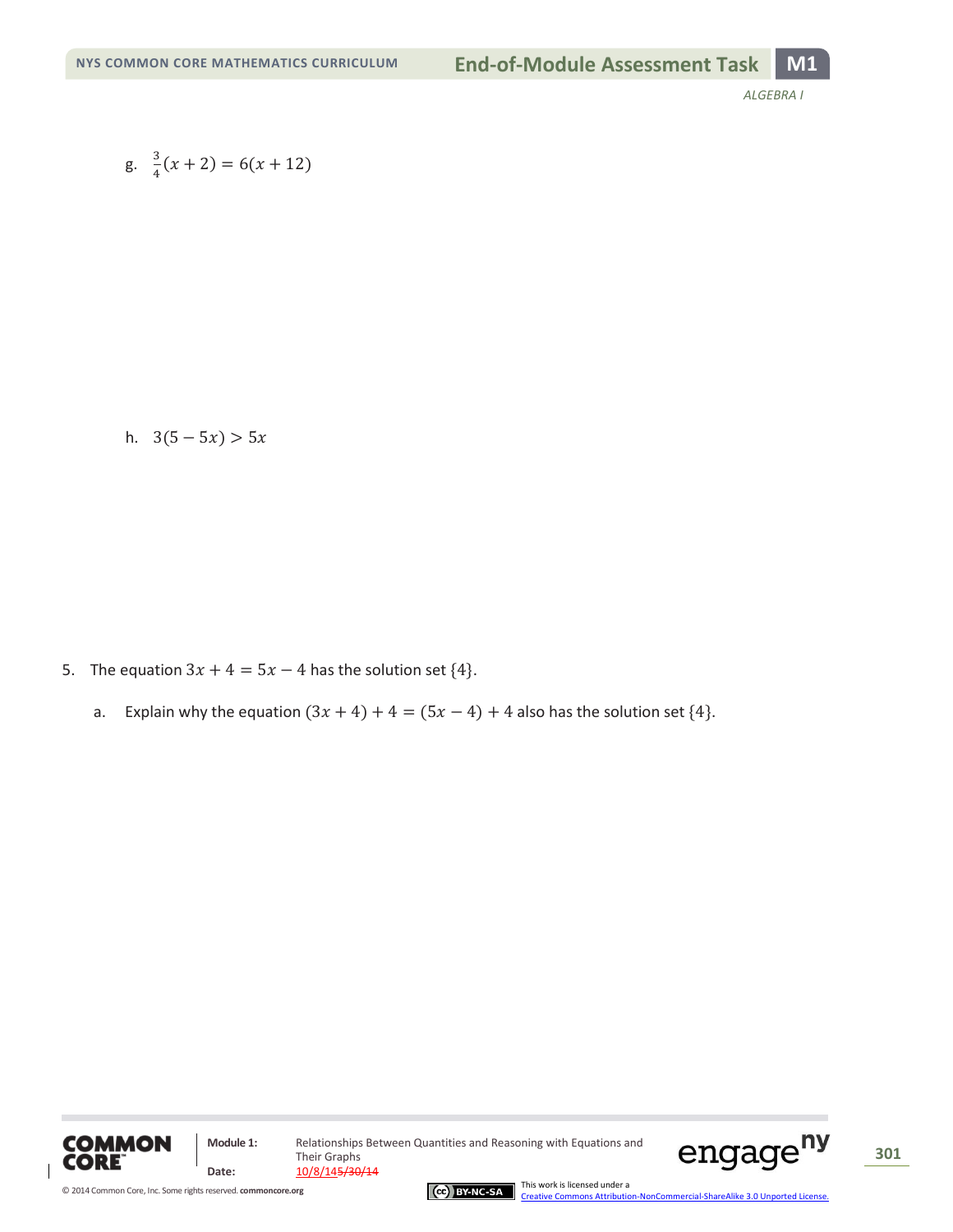g. $\frac{3}{4}(x+2) = 6(x+12)$

h. $3(5-5x) > 5x$

5. The equation $3x + 4 = 5x - 4$ has the solution set $\{4\}$.

   a. Explain why the equation $(3x + 4) + 4 = (5x - 4) + 4$ also has the solution set $\{4\}$.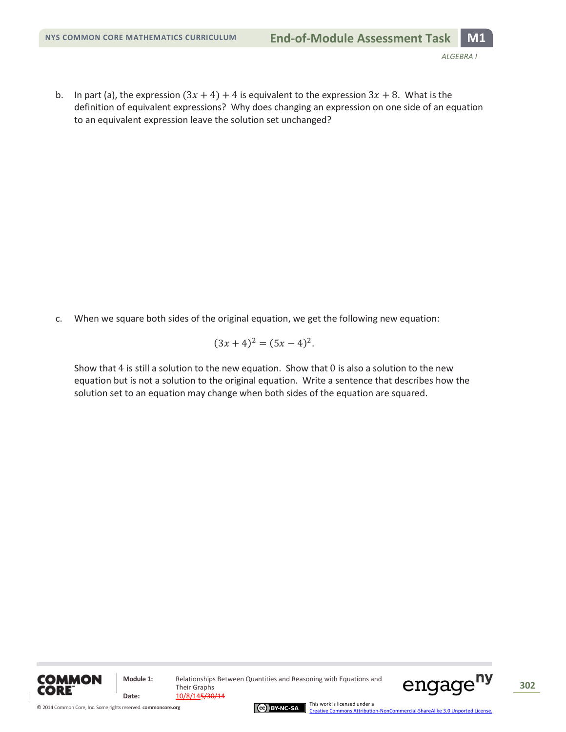b. In part (a), the expression $(3x + 4) + 4$ is equivalent to the expression $3x + 8$. What is the definition of equivalent expressions? Why does changing an expression on one side of an equation to an equivalent expression leave the solution set unchanged?

c. When we square both sides of the original equation, we get the following new equation:

$$(3x + 4)^2 = (5x - 4)^2.$$

Show that $4$ is still a solution to the new equation. Show that $0$ is also a solution to the new equation but is not a solution to the original equation. Write a sentence that describes how the solution set to an equation may change when both sides of the equation are squared.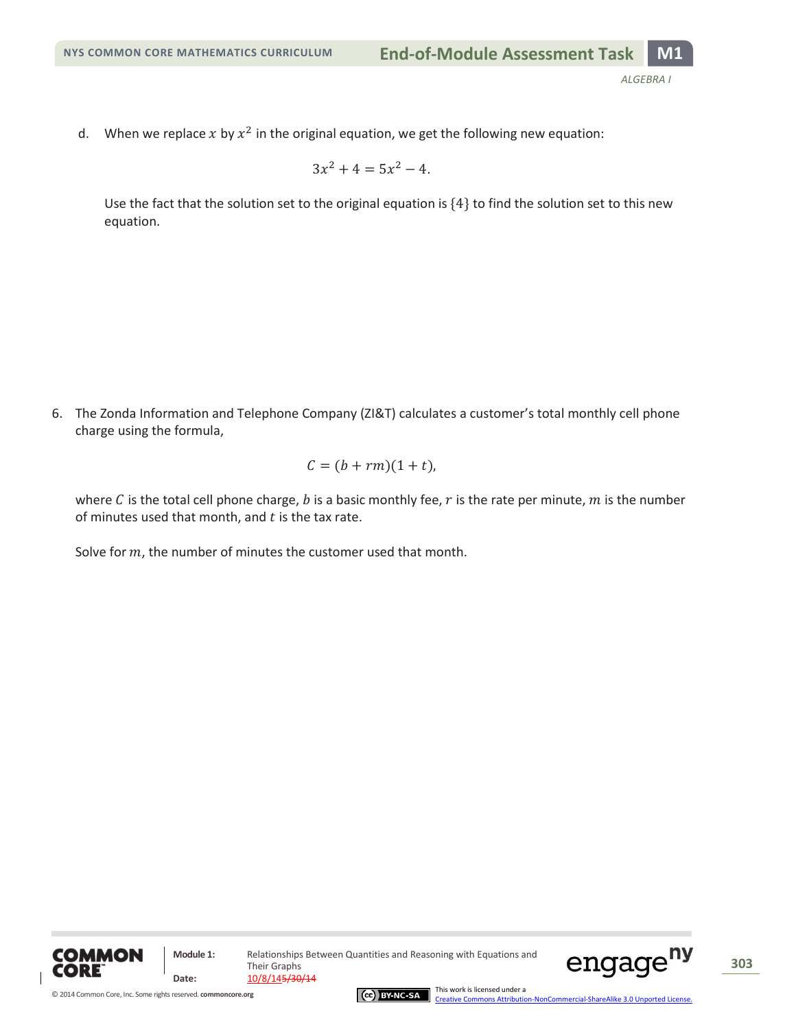d. When we replace $x$ by $x^2$ in the original equation, we get the following new equation:

$$3x^2 + 4 = 5x^2 - 4.$$

Use the fact that the solution set to the original equation is $\{4\}$ to find the solution set to this new equation.

6. The Zonda Information and Telephone Company (ZI&T) calculates a customer's total monthly cell phone charge using the formula,

$$C = (b + rm)(1 + t),$$

where $C$ is the total cell phone charge, $b$ is a basic monthly fee, $r$ is the rate per minute, $m$ is the number of minutes used that month, and $t$ is the tax rate.

Solve for $m$, the number of minutes the customer used that month.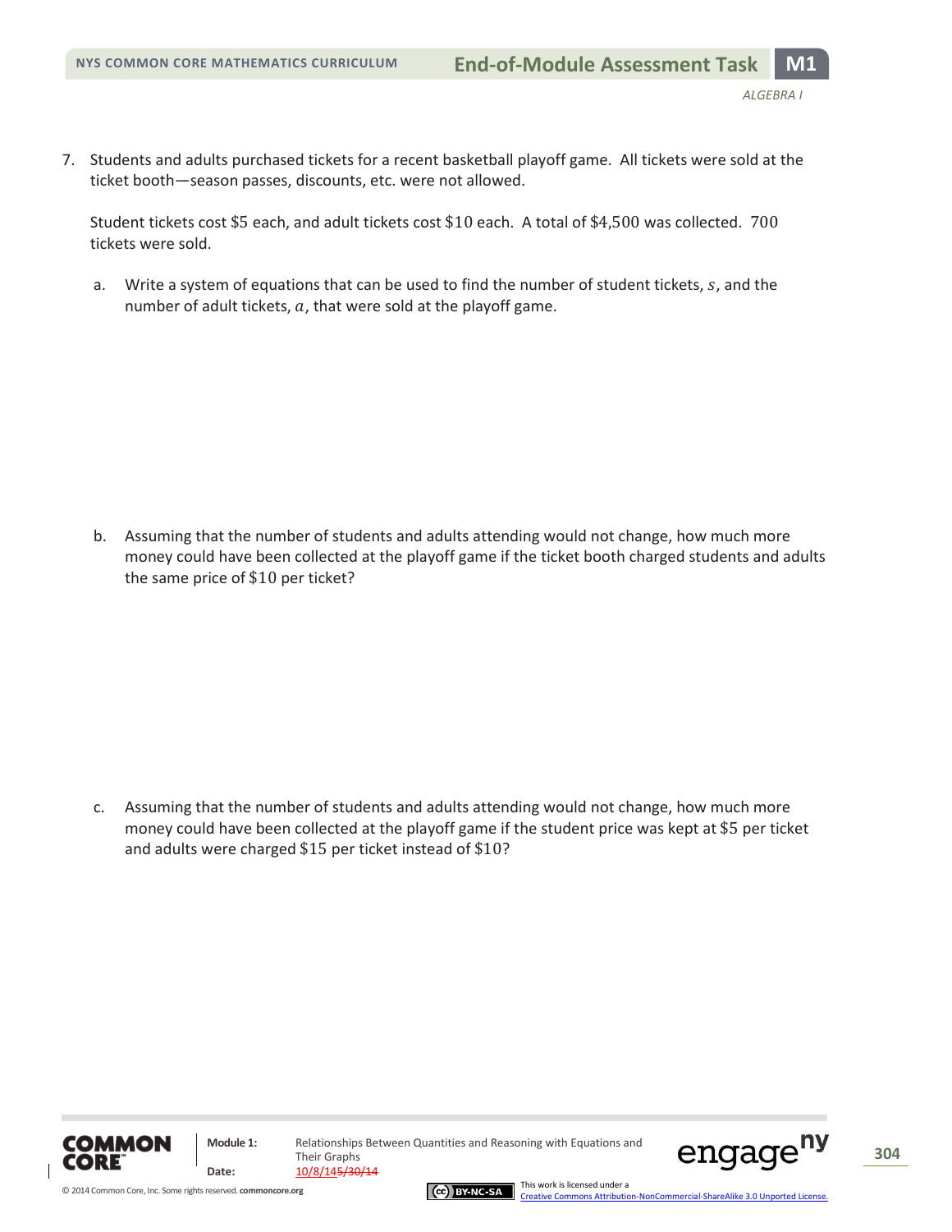7. Students and adults purchased tickets for a recent basketball playoff game. All tickets were sold at the ticket booth—season passes, discounts, etc. were not allowed.

   Student tickets cost $\$5$ each, and adult tickets cost $\$10$ each. A total of $\$4{,}500$ was collected. $700$ tickets were sold.

   a. Write a system of equations that can be used to find the number of student tickets, $s$, and the number of adult tickets, $a$, that were sold at the playoff game.

   b. Assuming that the number of students and adults attending would not change, how much more money could have been collected at the playoff game if the ticket booth charged students and adults the same price of $\$10$ per ticket?

   c. Assuming that the number of students and adults attending would not change, how much more money could have been collected at the playoff game if the student price was kept at $\$5$ per ticket and adults were charged $\$15$ per ticket instead of $\$10$?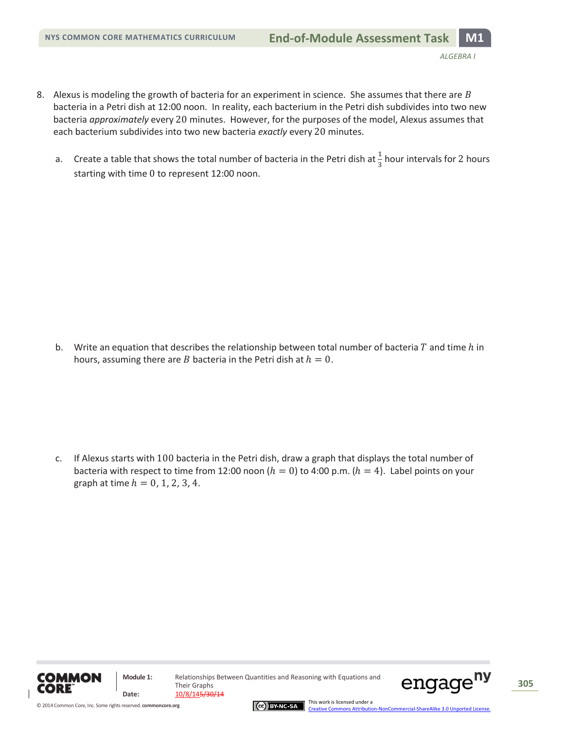8. Alexus is modeling the growth of bacteria for an experiment in science. She assumes that there are $B$ bacteria in a Petri dish at 12:00 noon. In reality, each bacterium in the Petri dish subdivides into two new bacteria *approximately* every $20$ minutes. However, for the purposes of the model, Alexus assumes that each bacterium subdivides into two new bacteria *exactly* every $20$ minutes.

   a. Create a table that shows the total number of bacteria in the Petri dish at $\frac{1}{3}$ hour intervals for $2$ hours starting with time $0$ to represent 12:00 noon.

   b. Write an equation that describes the relationship between total number of bacteria $T$ and time $h$ in hours, assuming there are $B$ bacteria in the Petri dish at $h = 0$.

   c. If Alexus starts with $100$ bacteria in the Petri dish, draw a graph that displays the total number of bacteria with respect to time from 12:00 noon ($h = 0$) to 4:00 p.m. ($h = 4$). Label points on your graph at time $h = 0, 1, 2, 3, 4$.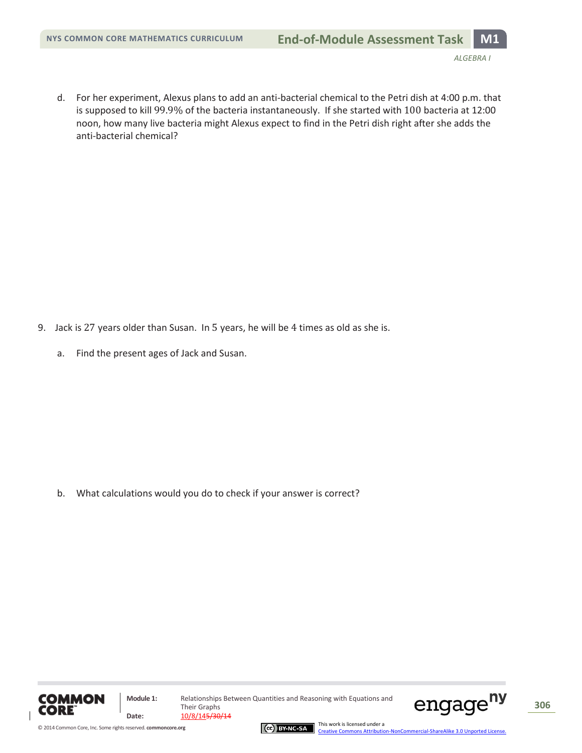d. For her experiment, Alexus plans to add an anti-bacterial chemical to the Petri dish at 4:00 p.m. that is supposed to kill $99.9\%$ of the bacteria instantaneously. If she started with $100$ bacteria at 12:00 noon, how many live bacteria might Alexus expect to find in the Petri dish right after she adds the anti-bacterial chemical?

9. Jack is $27$ years older than Susan. In $5$ years, he will be $4$ times as old as she is.

   a. Find the present ages of Jack and Susan.

   b. What calculations would you do to check if your answer is correct?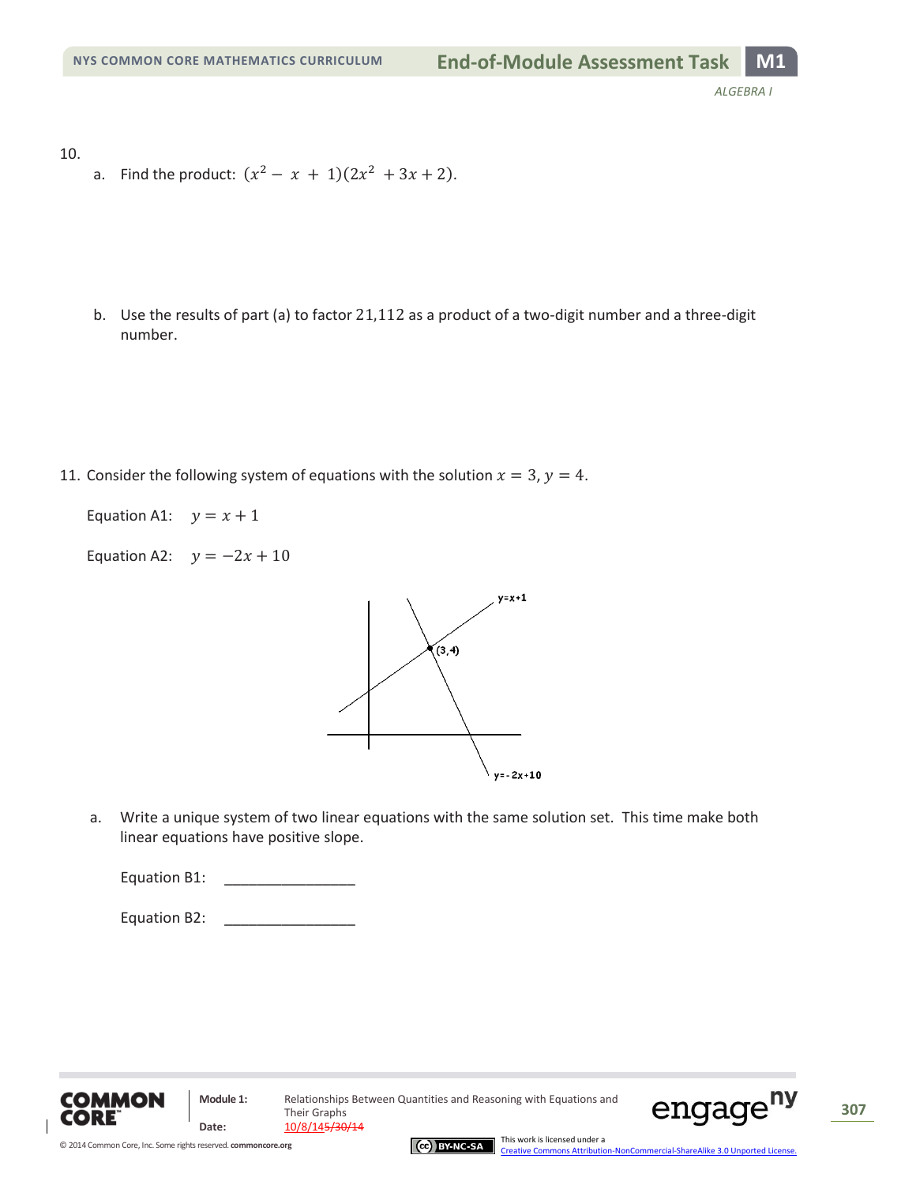10.

a. Find the product: $(x^2 - x + 1)(2x^2 + 3x + 2)$.

b. Use the results of part (a) to factor $21{,}112$ as a product of a two-digit number and a three-digit number.

11. Consider the following system of equations with the solution $x = 3$, $y = 4$.

Equation A1: $y = x + 1$

Equation A2: $y = -2x + 10$

a. Write a unique system of two linear equations with the same solution set. This time make both linear equations have positive slope.

Equation B1: ________________

Equation B2: ________________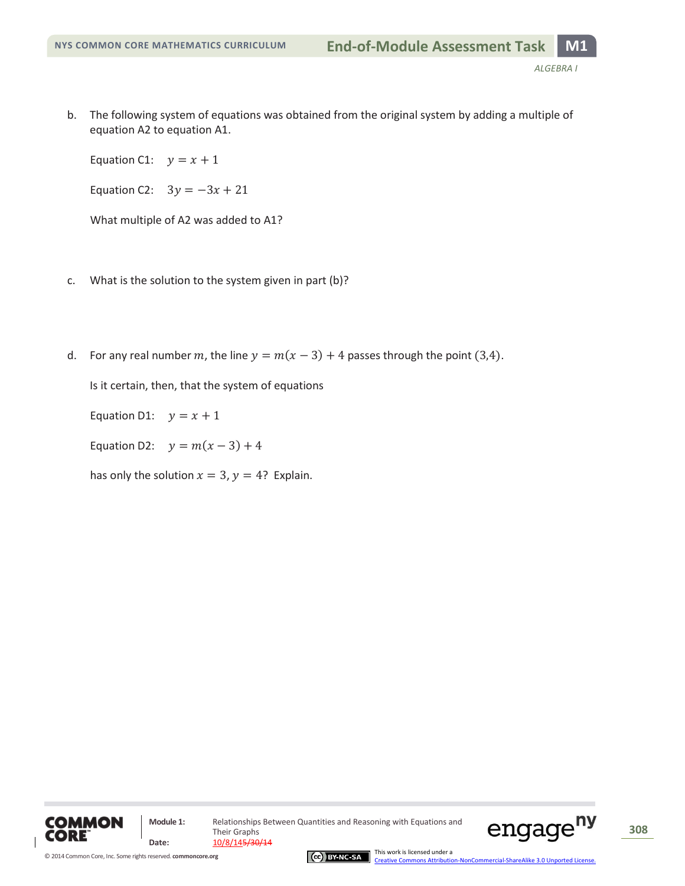b. The following system of equations was obtained from the original system by adding a multiple of equation A2 to equation A1.

Equation C1: $y = x + 1$

Equation C2: $3y = -3x + 21$

What multiple of A2 was added to A1?

c. What is the solution to the system given in part (b)?

d. For any real number $m$, the line $y = m(x - 3) + 4$ passes through the point $(3,4)$.

Is it certain, then, that the system of equations

Equation D1: $y = x + 1$

Equation D2: $y = m(x - 3) + 4$

has only the solution $x = 3$, $y = 4$? Explain.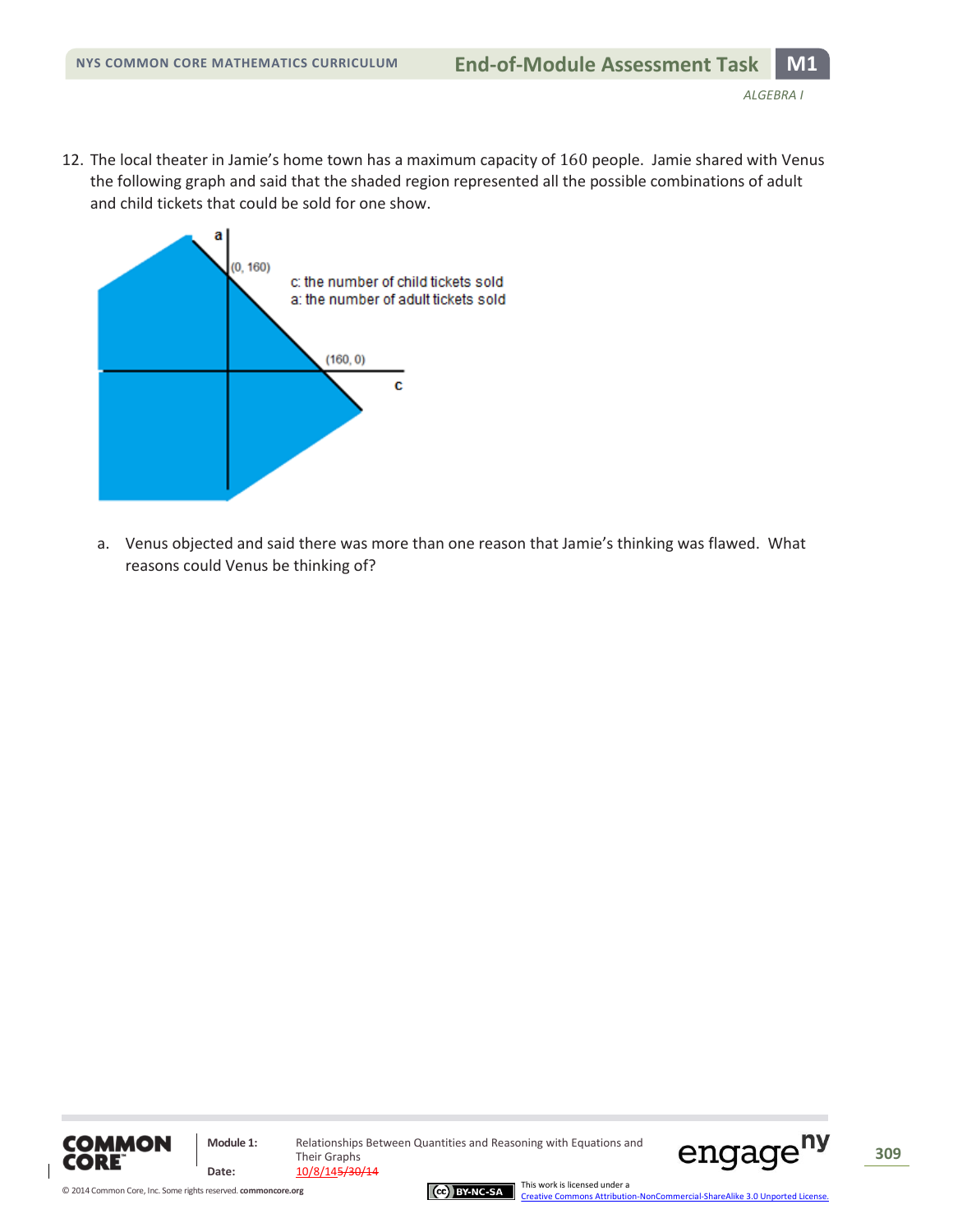12. The local theater in Jamie's home town has a maximum capacity of 160 people. Jamie shared with Venus the following graph and said that the shaded region represented all the possible combinations of adult and child tickets that could be sold for one show.

(0, 160)

c: the number of child tickets sold
a: the number of adult tickets sold

(160, 0)

a. Venus objected and said there was more than one reason that Jamie's thinking was flawed. What reasons could Venus be thinking of?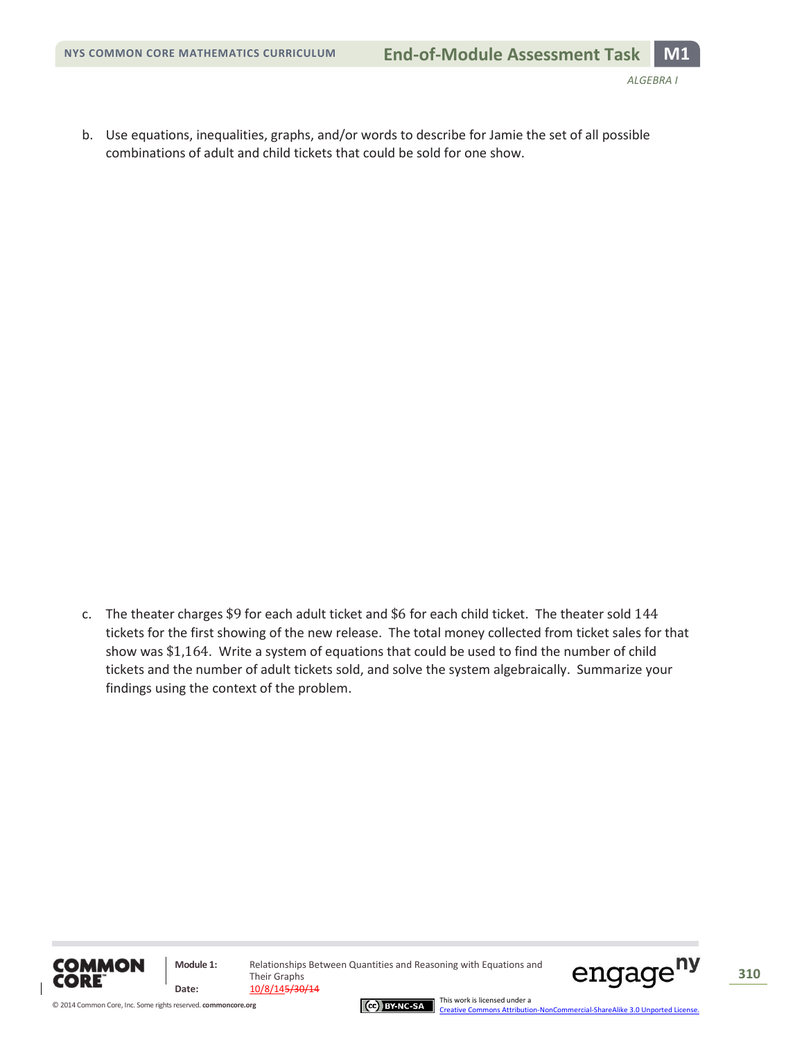b. Use equations, inequalities, graphs, and/or words to describe for Jamie the set of all possible combinations of adult and child tickets that could be sold for one show.

c. The theater charges $9 for each adult ticket and $6 for each child ticket. The theater sold $144$ tickets for the first showing of the new release. The total money collected from ticket sales for that show was $1,164. Write a system of equations that could be used to find the number of child tickets and the number of adult tickets sold, and solve the system algebraically. Summarize your findings using the context of the problem.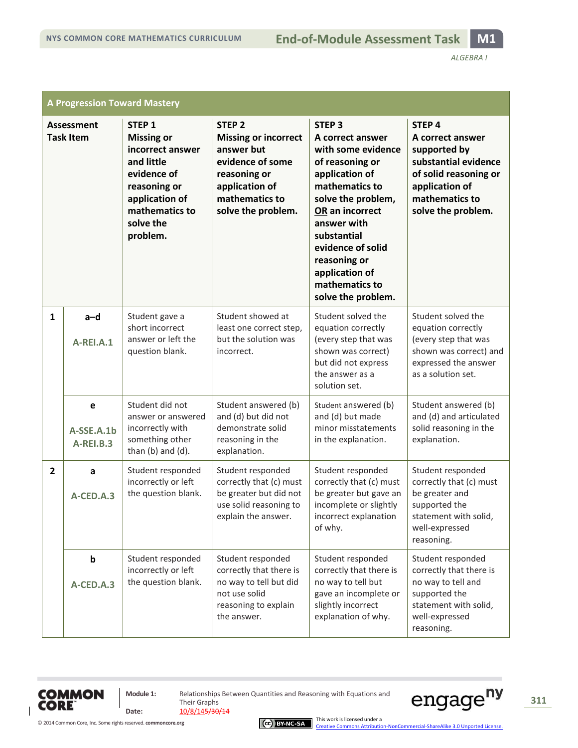## A Progression Toward Mastery

| Assessment Task Item | | STEP 1 Missing or incorrect answer and little evidence of reasoning or application of mathematics to solve the problem. | STEP 2 Missing or incorrect answer but evidence of some reasoning or application of mathematics to solve the problem. | STEP 3 A correct answer with some evidence of reasoning or application of mathematics to solve the problem, OR an incorrect answer with substantial evidence of solid reasoning or application of mathematics to solve the problem. | STEP 4 A correct answer supported by substantial evidence of solid reasoning or application of mathematics to solve the problem. |
|---|---|---|---|---|---|
| **1** | **a–d** A-REI.A.1 | Student gave a short incorrect answer or left the question blank. | Student showed at least one correct step, but the solution was incorrect. | Student solved the equation correctly (every step that was shown was correct) but did not express the answer as a solution set. | Student solved the equation correctly (every step that was shown was correct) and expressed the answer as a solution set. |
| | **e** A-SSE.A.1b A-REI.B.3 | Student did not answer or answered incorrectly with something other than (b) and (d). | Student answered (b) and (d) but did not demonstrate solid reasoning in the explanation. | Student answered (b) and (d) but made minor misstatements in the explanation. | Student answered (b) and (d) and articulated solid reasoning in the explanation. |
| **2** | **a** A-CED.A.3 | Student responded incorrectly or left the question blank. | Student responded correctly that (c) must be greater but did not use solid reasoning to explain the answer. | Student responded correctly that (c) must be greater but gave an incomplete or slightly incorrect explanation of why. | Student responded correctly that (c) must be greater and supported the statement with solid, well-expressed reasoning. |
| | **b** A-CED.A.3 | Student responded incorrectly or left the question blank. | Student responded correctly that there is no way to tell but did not use solid reasoning to explain the answer. | Student responded correctly that there is no way to tell but gave an incomplete or slightly incorrect explanation of why. | Student responded correctly that there is no way to tell and supported the statement with solid, well-expressed reasoning. |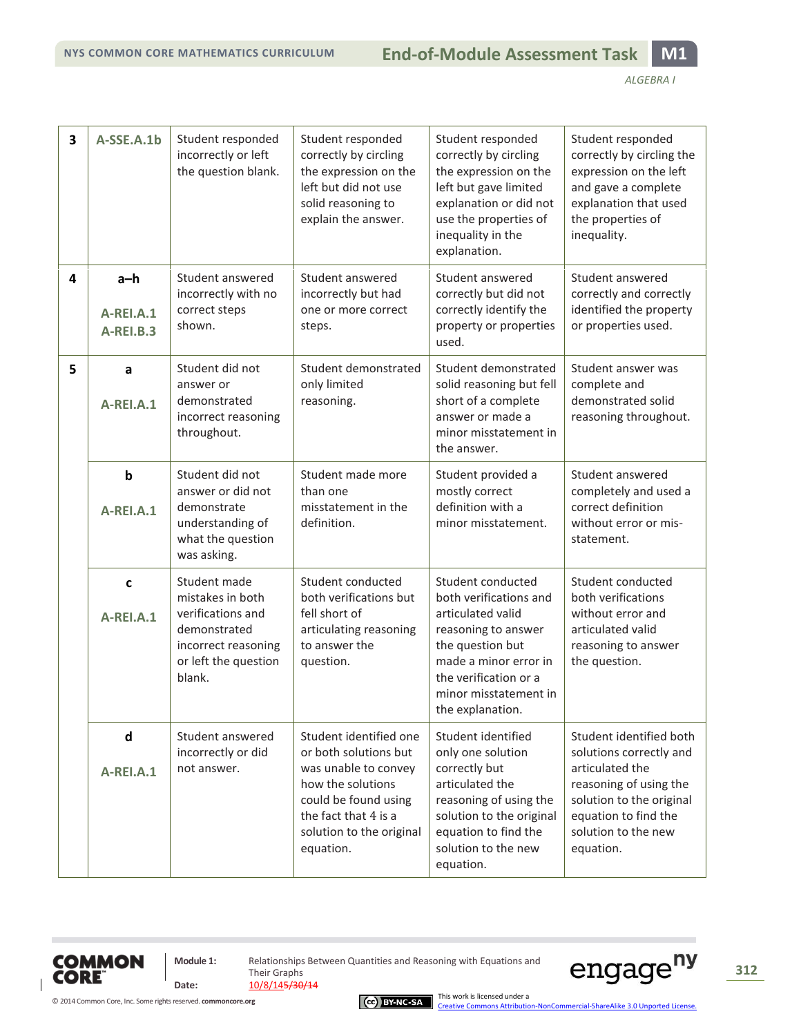| | | | | | |
|---|---|---|---|---|---|
| **3** | **A-SSE.A.1b** | Student responded incorrectly or left the question blank. | Student responded correctly by circling the expression on the left but did not use solid reasoning to explain the answer. | Student responded correctly by circling the expression on the left but gave limited explanation or did not use the properties of inequality in the explanation. | Student responded correctly by circling the expression on the left and gave a complete explanation that used the properties of inequality. |
| **4** | **a–h**<br><br>**A-REI.A.1**<br>**A-REI.B.3** | Student answered incorrectly with no correct steps shown. | Student answered incorrectly but had one or more correct steps. | Student answered correctly but did not correctly identify the property or properties used. | Student answered correctly and correctly identified the property or properties used. |
| **5** | **a**<br><br>**A-REI.A.1** | Student did not answer or demonstrated incorrect reasoning throughout. | Student demonstrated only limited reasoning. | Student demonstrated solid reasoning but fell short of a complete answer or made a minor misstatement in the answer. | Student answer was complete and demonstrated solid reasoning throughout. |
| | **b**<br><br>**A-REI.A.1** | Student did not answer or did not demonstrate understanding of what the question was asking. | Student made more than one misstatement in the definition. | Student provided a mostly correct definition with a minor misstatement. | Student answered completely and used a correct definition without error or mis-statement. |
| | **c**<br><br>**A-REI.A.1** | Student made mistakes in both verifications and demonstrated incorrect reasoning or left the question blank. | Student conducted both verifications but fell short of articulating reasoning to answer the question. | Student conducted both verifications and articulated valid reasoning to answer the question but made a minor error in the verification or a minor misstatement in the explanation. | Student conducted both verifications without error and articulated valid reasoning to answer the question. |
| | **d**<br><br>**A-REI.A.1** | Student answered incorrectly or did not answer. | Student identified one or both solutions but was unable to convey how the solutions could be found using the fact that 4 is a solution to the original equation. | Student identified only one solution correctly but articulated the reasoning of using the solution to the original equation to find the solution to the new equation. | Student identified both solutions correctly and articulated the reasoning of using the solution to the original equation to find the solution to the new equation. |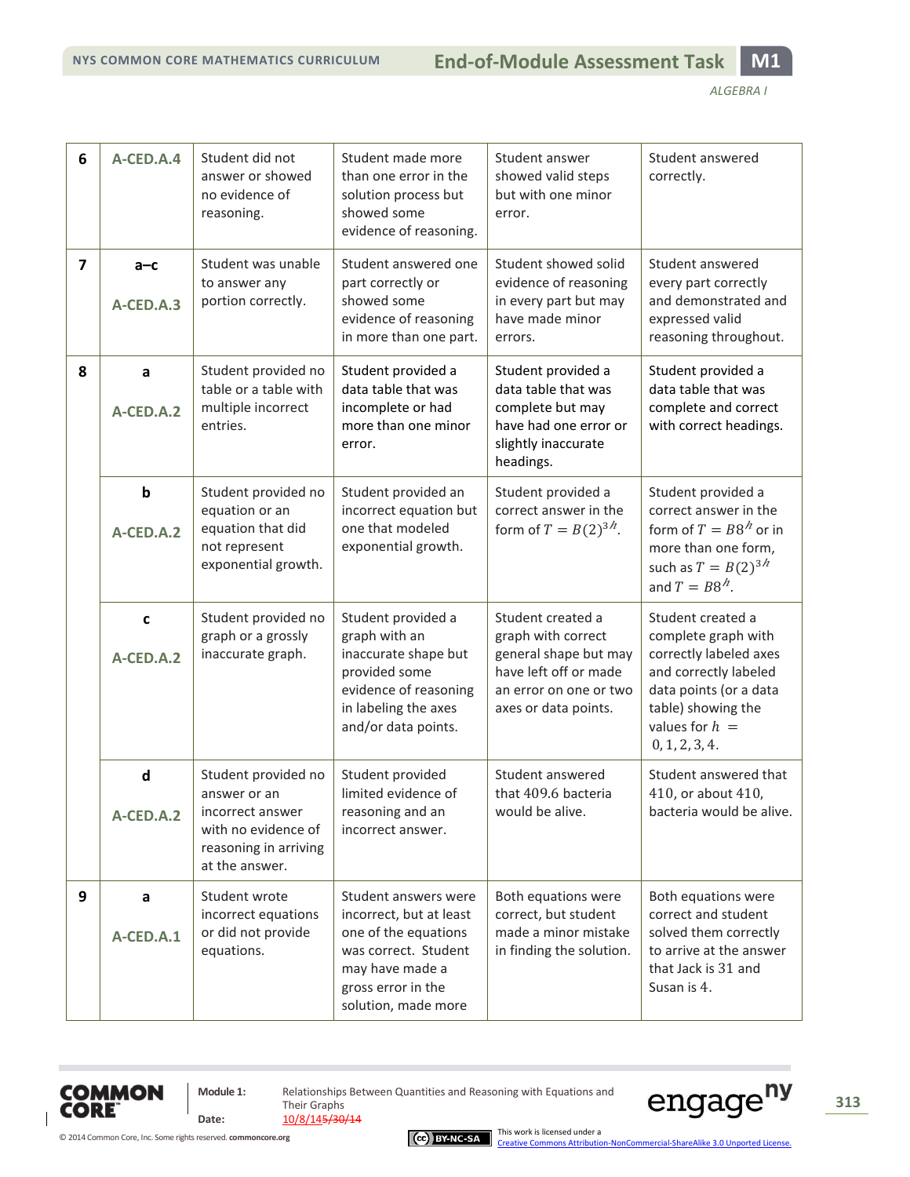| | | | | | |
|---|---|---|---|---|---|
| 6 | A-CED.A.4 | Student did not answer or showed no evidence of reasoning. | Student made more than one error in the solution process but showed some evidence of reasoning. | Student answer showed valid steps but with one minor error. | Student answered correctly. |
| 7 | a–c<br>A-CED.A.3 | Student was unable to answer any portion correctly. | Student answered one part correctly or showed some evidence of reasoning in more than one part. | Student showed solid evidence of reasoning in every part but may have made minor errors. | Student answered every part correctly and demonstrated and expressed valid reasoning throughout. |
| 8 | a<br>A-CED.A.2 | Student provided no table or a table with multiple incorrect entries. | Student provided a data table that was incomplete or had more than one minor error. | Student provided a data table that was complete but may have had one error or slightly inaccurate headings. | Student provided a data table that was complete and correct with correct headings. |
| | b<br>A-CED.A.2 | Student provided no equation or an equation that did not represent exponential growth. | Student provided an incorrect equation but one that modeled exponential growth. | Student provided a correct answer in the form of $T = B(2)^{3h}$. | Student provided a correct answer in the form of $T = B8^h$ or in more than one form, such as $T = B(2)^{3h}$ and $T = B8^h$. |
| | c<br>A-CED.A.2 | Student provided no graph or a grossly inaccurate graph. | Student provided a graph with an inaccurate shape but provided some evidence of reasoning in labeling the axes and/or data points. | Student created a graph with correct general shape but may have left off or made an error on one or two axes or data points. | Student created a complete graph with correctly labeled axes and correctly labeled data points (or a data table) showing the values for $h = 0, 1, 2, 3, 4$. |
| | d<br>A-CED.A.2 | Student provided no answer or an incorrect answer with no evidence of reasoning in arriving at the answer. | Student provided limited evidence of reasoning and an incorrect answer. | Student answered that $409.6$ bacteria would be alive. | Student answered that $410$, or about $410$, bacteria would be alive. |
| 9 | a<br>A-CED.A.1 | Student wrote incorrect equations or did not provide equations. | Student answers were incorrect, but at least one of the equations was correct. Student may have made a gross error in the solution, made more | Both equations were correct, but student made a minor mistake in finding the solution. | Both equations were correct and student solved them correctly to arrive at the answer that Jack is $31$ and Susan is $4$. |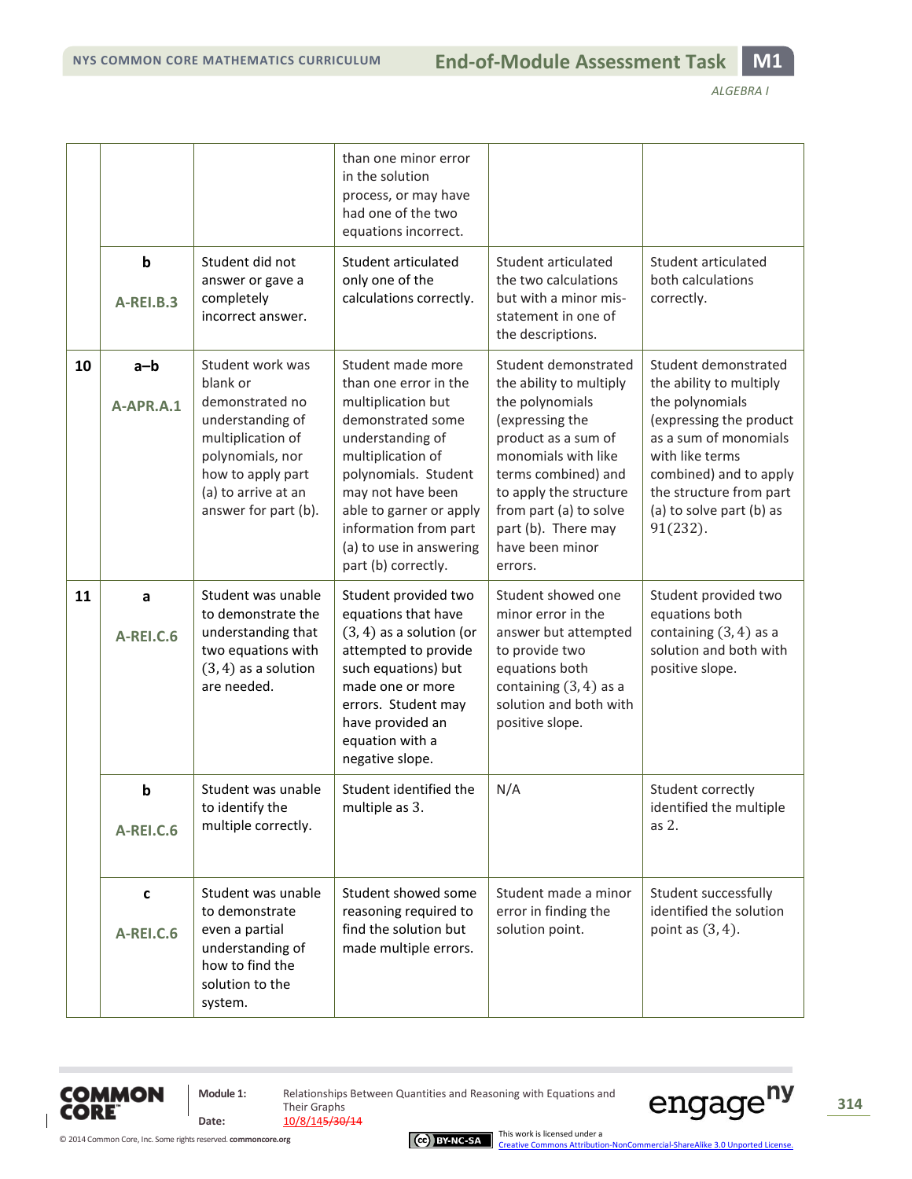| | | | | | |
|---|---|---|---|---|---|
| | | | than one minor error in the solution process, or may have had one of the two equations incorrect. | | |
| | **b** A-REI.B.3 | Student did not answer or gave a completely incorrect answer. | Student articulated only one of the calculations correctly. | Student articulated the two calculations but with a minor mis-statement in one of the descriptions. | Student articulated both calculations correctly. |
| **10** | **a–b** A-APR.A.1 | Student work was blank or demonstrated no understanding of multiplication of polynomials, nor how to apply part (a) to arrive at an answer for part (b). | Student made more than one error in the multiplication but demonstrated some understanding of multiplication of polynomials. Student may not have been able to garner or apply information from part (a) to use in answering part (b) correctly. | Student demonstrated the ability to multiply the polynomials (expressing the product as a sum of monomials with like terms combined) and to apply the structure from part (a) to solve part (b). There may have been minor errors. | Student demonstrated the ability to multiply the polynomials (expressing the product as a sum of monomials with like terms combined) and to apply the structure from part (a) to solve part (b) as $91(232)$. |
| **11** | **a** A-REI.C.6 | Student was unable to demonstrate the understanding that two equations with $(3, 4)$ as a solution are needed. | Student provided two equations that have $(3, 4)$ as a solution (or attempted to provide such equations) but made one or more errors. Student may have provided an equation with a negative slope. | Student showed one minor error in the answer but attempted to provide two equations both containing $(3, 4)$ as a solution and both with positive slope. | Student provided two equations both containing $(3, 4)$ as a solution and both with positive slope. |
| | **b** A-REI.C.6 | Student was unable to identify the multiple correctly. | Student identified the multiple as $3$. | N/A | Student correctly identified the multiple as $2$. |
| | **c** A-REI.C.6 | Student was unable to demonstrate even a partial understanding of how to find the solution to the system. | Student showed some reasoning required to find the solution but made multiple errors. | Student made a minor error in finding the solution point. | Student successfully identified the solution point as $(3, 4)$. |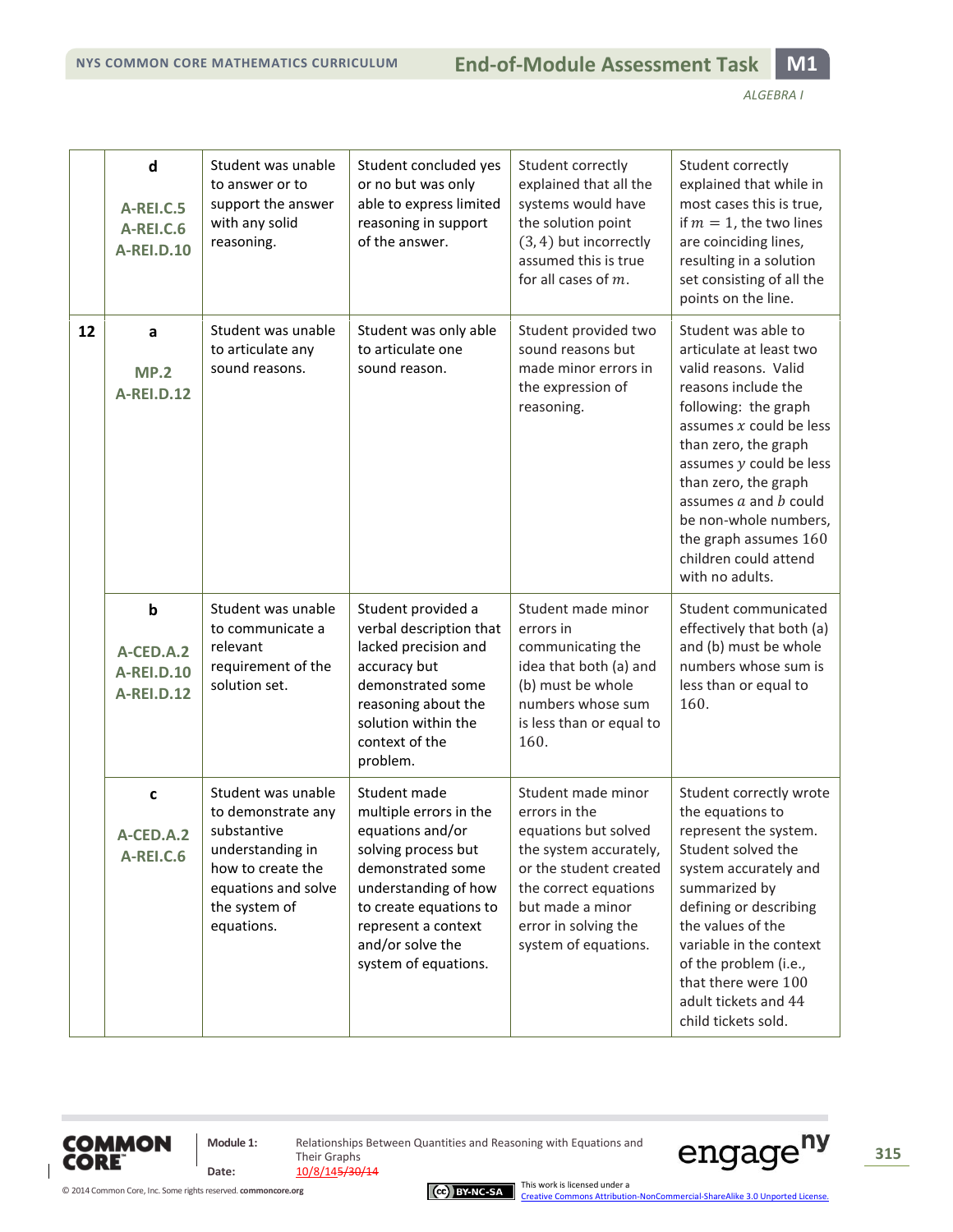| | | | | | |
|---|---|---|---|---|---|
| | **d**<br><br>A-REI.C.5<br>A-REI.C.6<br>A-REI.D.10 | Student was unable to answer or to support the answer with any solid reasoning. | Student concluded yes or no but was only able to express limited reasoning in support of the answer. | Student correctly explained that all the systems would have the solution point $(3, 4)$ but incorrectly assumed this is true for all cases of $m$. | Student correctly explained that while in most cases this is true, if $m = 1$, the two lines are coinciding lines, resulting in a solution set consisting of all the points on the line. |
| **12** | **a**<br><br>MP.2<br>A-REI.D.12 | Student was unable to articulate any sound reasons. | Student was only able to articulate one sound reason. | Student provided two sound reasons but made minor errors in the expression of reasoning. | Student was able to articulate at least two valid reasons. Valid reasons include the following: the graph assumes $x$ could be less than zero, the graph assumes $y$ could be less than zero, the graph assumes $a$ and $b$ could be non-whole numbers, the graph assumes $160$ children could attend with no adults. |
| | **b**<br><br>A-CED.A.2<br>A-REI.D.10<br>A-REI.D.12 | Student was unable to communicate a relevant requirement of the solution set. | Student provided a verbal description that lacked precision and accuracy but demonstrated some reasoning about the solution within the context of the problem. | Student made minor errors in communicating the idea that both (a) and (b) must be whole numbers whose sum is less than or equal to $160$. | Student communicated effectively that both (a) and (b) must be whole numbers whose sum is less than or equal to $160$. |
| | **c**<br><br>A-CED.A.2<br>A-REI.C.6 | Student was unable to demonstrate any substantive understanding in how to create the equations and solve the system of equations. | Student made multiple errors in the equations and/or solving process but demonstrated some understanding of how to create equations to represent a context and/or solve the system of equations. | Student made minor errors in the equations but solved the system accurately, or the student created the correct equations but made a minor error in solving the system of equations. | Student correctly wrote the equations to represent the system. Student solved the system accurately and summarized by defining or describing the values of the variable in the context of the problem (i.e., that there were $100$ adult tickets and $44$ child tickets sold. |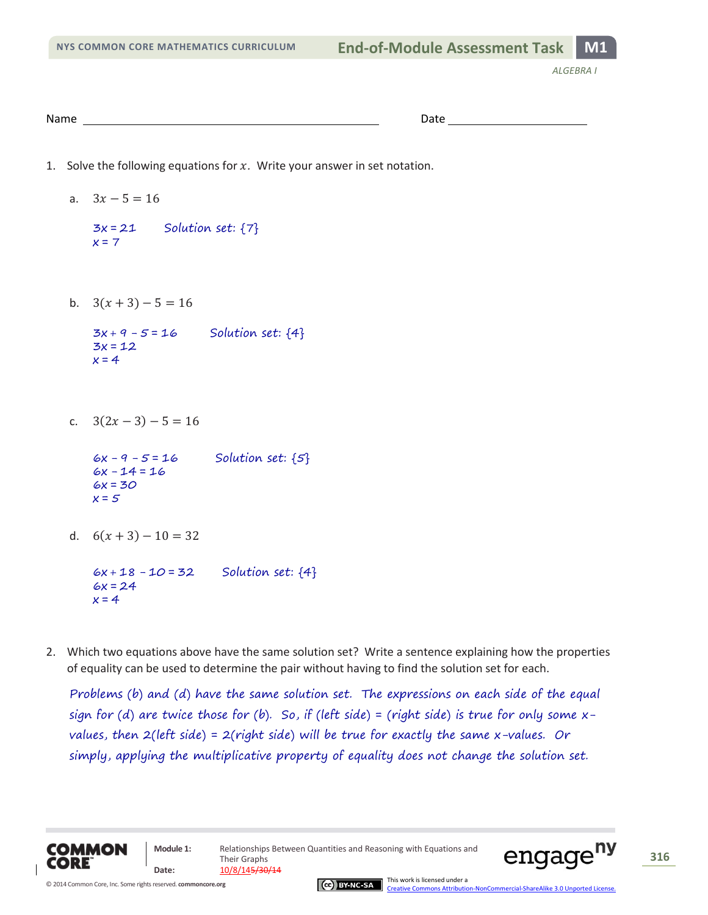Name ______________________________ Date ______________

1. Solve the following equations for $x$. Write your answer in set notation.

   a. $3x - 5 = 16$

   $3x = 21$ Solution set: $\{7\}$
   $x = 7$

   b. $3(x + 3) - 5 = 16$

   $3x + 9 - 5 = 16$ Solution set: $\{4\}$
   $3x = 12$
   $x = 4$

   c. $3(2x - 3) - 5 = 16$

   $6x - 9 - 5 = 16$ Solution set: $\{5\}$
   $6x - 14 = 16$
   $6x = 30$
   $x = 5$

   d. $6(x + 3) - 10 = 32$

   $6x + 18 - 10 = 32$ Solution set: $\{4\}$
   $6x = 24$
   $x = 4$

2. Which two equations above have the same solution set? Write a sentence explaining how the properties of equality can be used to determine the pair without having to find the solution set for each.

   *Problems (b) and (d) have the same solution set. The expressions on each side of the equal sign for (d) are twice those for (b). So, if (left side) = (right side) is true for only some x-values, then 2(left side) = 2(right side) will be true for exactly the same x-values. Or simply, applying the multiplicative property of equality does not change the solution set.*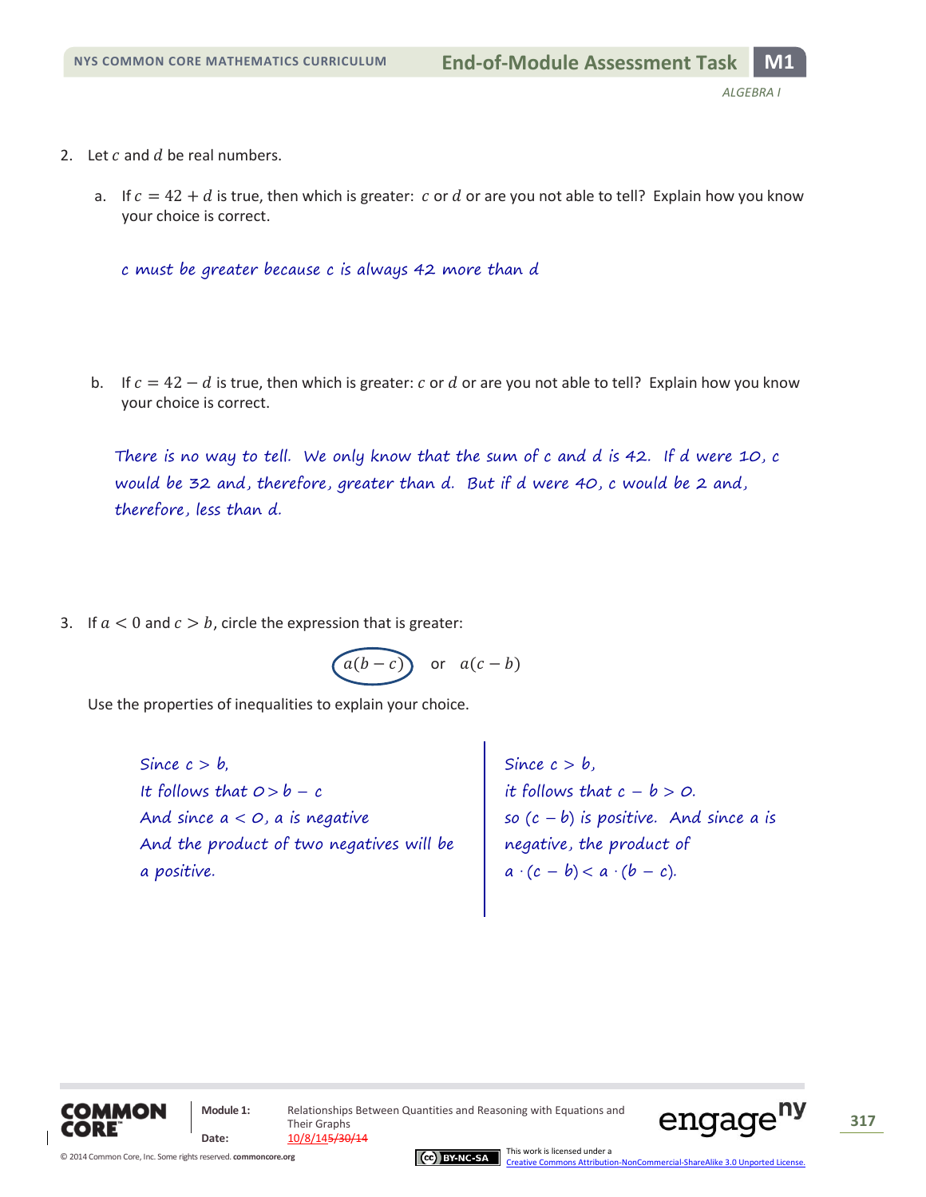2. Let $c$ and $d$ be real numbers.

   a. If $c = 42 + d$ is true, then which is greater: $c$ or $d$ or are you not able to tell? Explain how you know your choice is correct.

   *c must be greater because c is always 42 more than d*

   b. If $c = 42 - d$ is true, then which is greater: $c$ or $d$ or are you not able to tell? Explain how you know your choice is correct.

   *There is no way to tell. We only know that the sum of c and d is 42. If d were 10, c would be 32 and, therefore, greater than d. But if d were 40, c would be 2 and, therefore, less than d.*

3. If $a < 0$ and $c > b$, circle the expression that is greater:

   $$a(b - c) \quad \text{or} \quad a(c - b)$$

   (The expression $a(b - c)$ is circled.)

   Use the properties of inequalities to explain your choice.

   *Since $c > b$,*
   *It follows that $0 > b - c$*
   *And since $a < 0$, $a$ is negative*
   *And the product of two negatives will be a positive.*

   *Since $c > b$,*
   *it follows that $c - b > 0$.*
   *so $(c - b)$ is positive. And since $a$ is negative, the product of $a \cdot (c - b) < a \cdot (b - c)$.*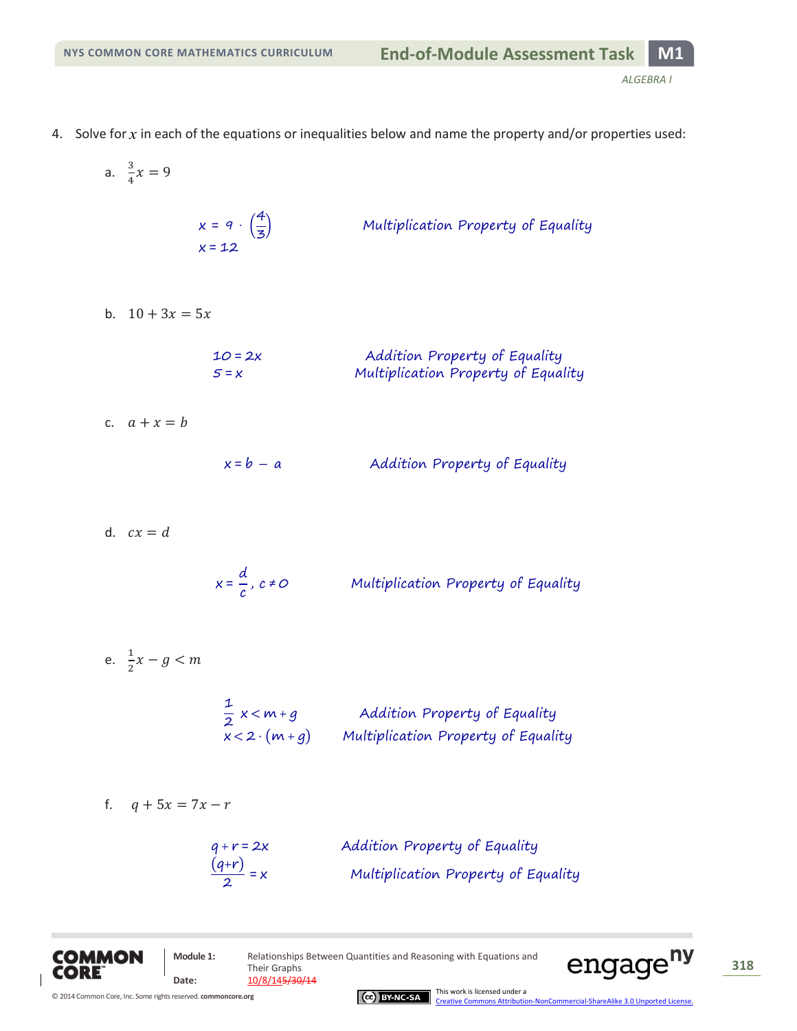4. Solve for $x$ in each of the equations or inequalities below and name the property and/or properties used:

a. $\frac{3}{4}x = 9$

$x = 9 \cdot \left(\frac{4}{3}\right)$ — *Multiplication Property of Equality*

$x = 12$

b. $10 + 3x = 5x$

$10 = 2x$ — *Addition Property of Equality*

$5 = x$ — *Multiplication Property of Equality*

c. $a + x = b$

$x = b - a$ — *Addition Property of Equality*

d. $cx = d$

$x = \frac{d}{c},\ c \neq 0$ — *Multiplication Property of Equality*

e. $\frac{1}{2}x - g < m$

$\frac{1}{2}x < m + g$ — *Addition Property of Equality*

$x < 2 \cdot (m + g)$ — *Multiplication Property of Equality*

f. $q + 5x = 7x - r$

$q + r = 2x$ — *Addition Property of Equality*

$\frac{(q+r)}{2} = x$ — *Multiplication Property of Equality*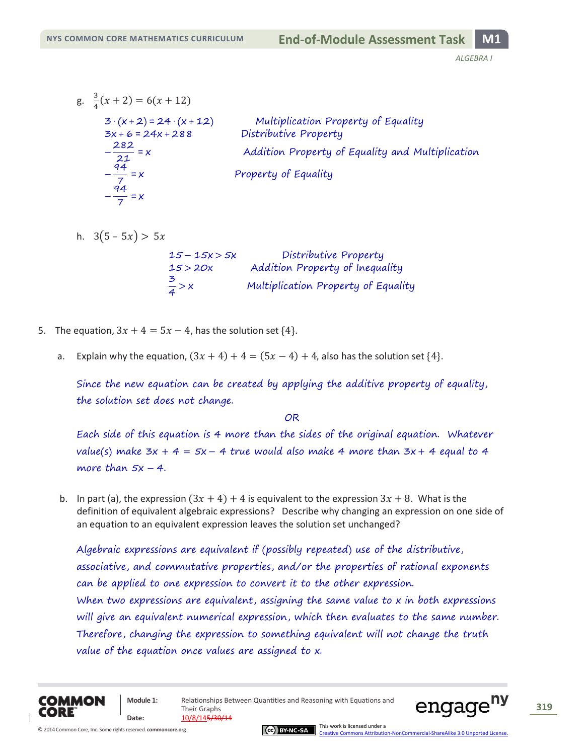g. $\frac{3}{4}(x + 2) = 6(x + 12)$

| | |
|---|---|
| $3 \cdot (x+2) = 24 \cdot (x+12)$ | *Multiplication Property of Equality* |
| $3x + 6 = 24x + 288$ | *Distributive Property* |
| $-\frac{282}{21} = x$ | *Addition Property of Equality and Multiplication* |
| $-\frac{94}{7} = x$ | *Property of Equality* |
| $-\frac{94}{7} = x$ | |

h. $3(5 - 5x) > 5x$

| | |
|---|---|
| $15 - 15x > 5x$ | *Distributive Property* |
| $15 > 20x$ | *Addition Property of Inequality* |
| $\frac{3}{4} > x$ | *Multiplication Property of Equality* |

5. The equation, $3x + 4 = 5x - 4$, has the solution set $\{4\}$.

   a. Explain why the equation, $(3x + 4) + 4 = (5x - 4) + 4$, also has the solution set $\{4\}$.

   *Since the new equation can be created by applying the additive property of equality, the solution set does not change.*

   *OR*

   *Each side of this equation is 4 more than the sides of the original equation. Whatever value(s) make $3x + 4 = 5x - 4$ true would also make 4 more than $3x + 4$ equal to 4 more than $5x - 4$.*

   b. In part (a), the expression $(3x + 4) + 4$ is equivalent to the expression $3x + 8$. What is the definition of equivalent algebraic expressions? Describe why changing an expression on one side of an equation to an equivalent expression leaves the solution set unchanged?

   *Algebraic expressions are equivalent if (possibly repeated) use of the distributive, associative, and commutative properties, and/or the properties of rational exponents can be applied to one expression to convert it to the other expression.*
   *When two expressions are equivalent, assigning the same value to x in both expressions will give an equivalent numerical expression, which then evaluates to the same number. Therefore, changing the expression to something equivalent will not change the truth value of the equation once values are assigned to x.*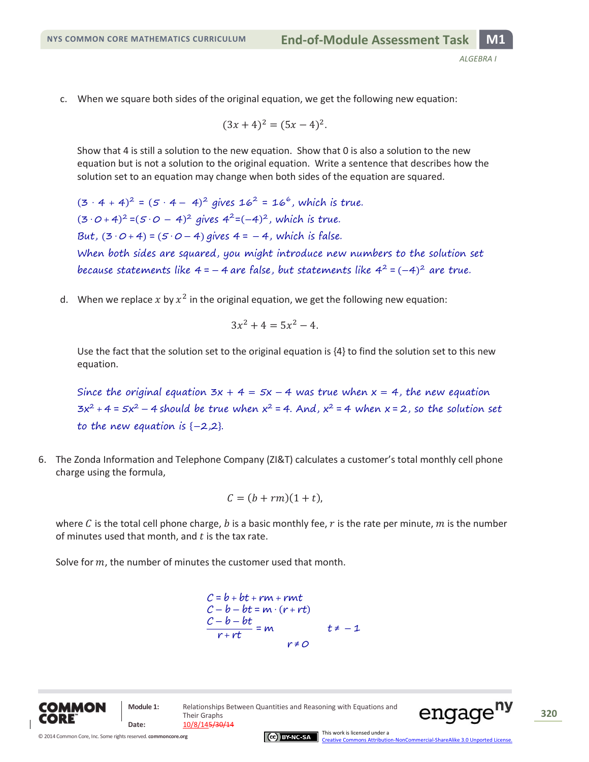c. When we square both sides of the original equation, we get the following new equation:

$$(3x+4)^2 = (5x-4)^2.$$

Show that 4 is still a solution to the new equation. Show that 0 is also a solution to the new equation but is not a solution to the original equation. Write a sentence that describes how the solution set to an equation may change when both sides of the equation are squared.

*$(3 \cdot 4 + 4)^2 = (5 \cdot 4 - 4)^2$ gives $16^2 = 16^6$, which is true.*
*$(3 \cdot 0 + 4)^2 = (5 \cdot 0 - 4)^2$ gives $4^2 = (-4)^2$, which is true.*
*But, $(3 \cdot 0 + 4) = (5 \cdot 0 - 4)$ gives $4 = -4$, which is false.*
*When both sides are squared, you might introduce new numbers to the solution set because statements like $4 = -4$ are false, but statements like $4^2 = (-4)^2$ are true.*

d. When we replace $x$ by $x^2$ in the original equation, we get the following new equation:

$$3x^2 + 4 = 5x^2 - 4.$$

Use the fact that the solution set to the original equation is {4} to find the solution set to this new equation.

*Since the original equation $3x + 4 = 5x - 4$ was true when $x = 4$, the new equation $3x^2 + 4 = 5x^2 - 4$ should be true when $x^2 = 4$. And, $x^2 = 4$ when $x = 2$, so the solution set to the new equation is $\{-2, 2\}$.*

6. The Zonda Information and Telephone Company (ZI&T) calculates a customer's total monthly cell phone charge using the formula,

$$C = (b + rm)(1 + t),$$

where $C$ is the total cell phone charge, $b$ is a basic monthly fee, $r$ is the rate per minute, $m$ is the number of minutes used that month, and $t$ is the tax rate.

Solve for $m$, the number of minutes the customer used that month.

$$C = b + bt + rm + rmt$$
$$C - b - bt = m \cdot (r + rt)$$
$$\frac{C - b - bt}{r + rt} = m \qquad t \neq -1$$
$$r \neq 0$$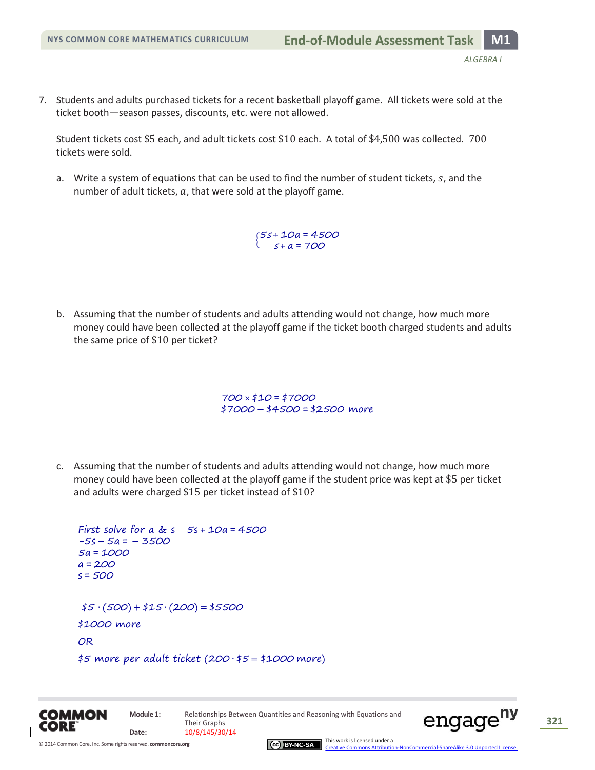7. Students and adults purchased tickets for a recent basketball playoff game. All tickets were sold at the ticket booth—season passes, discounts, etc. were not allowed.

   Student tickets cost $5 each, and adult tickets cost $10 each. A total of $4,500 was collected. 700 tickets were sold.

   a. Write a system of equations that can be used to find the number of student tickets, $s$, and the number of adult tickets, $a$, that were sold at the playoff game.

$$\begin{cases} 5s + 10a = 4500 \\ s + a = 700 \end{cases}$$

   b. Assuming that the number of students and adults attending would not change, how much more money could have been collected at the playoff game if the ticket booth charged students and adults the same price of $10 per ticket?

$$700 \times \$10 = \$7000$$
$$\$7000 - \$4500 = \$2500 \text{ more}$$

   c. Assuming that the number of students and adults attending would not change, how much more money could have been collected at the playoff game if the student price was kept at $5 per ticket and adults were charged $15 per ticket instead of $10?

First solve for a & s $\quad 5s + 10a = 4500$

$-5s - 5a = -3500$

$5a = 1000$

$a = 200$

$s = 500$

$\$5 \cdot (500) + \$15 \cdot (200) = \$5500$

$1000 more

OR

$5 more per adult ticket ($200 \cdot \$5 = \$1000$ more)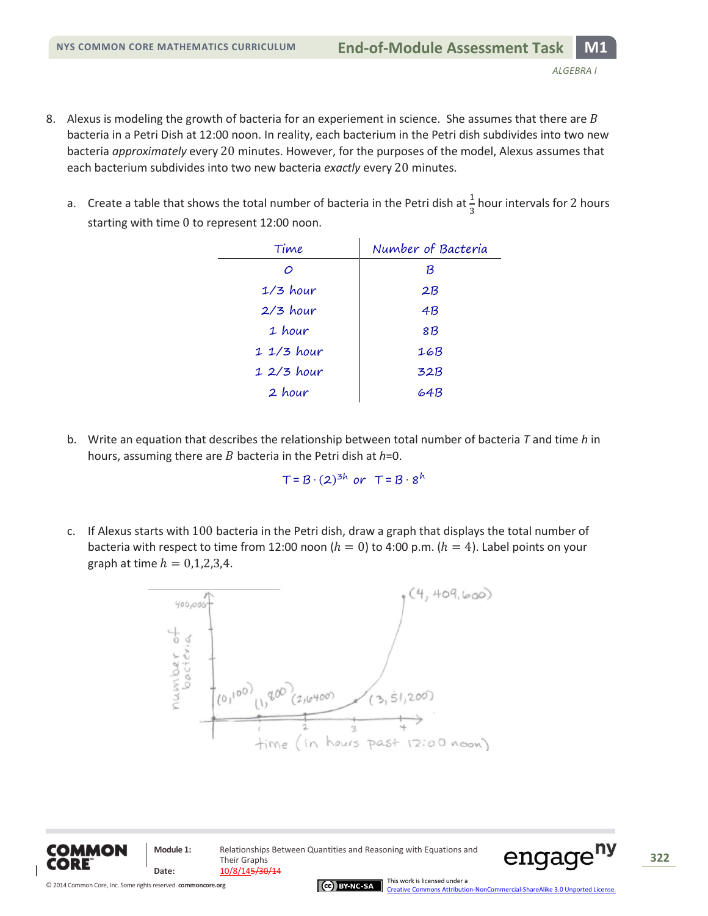8. Alexus is modeling the growth of bacteria for an experiment in science. She assumes that there are $B$ bacteria in a Petri Dish at 12:00 noon. In reality, each bacterium in the Petri dish subdivides into two new bacteria *approximately* every 20 minutes. However, for the purposes of the model, Alexus assumes that each bacterium subdivides into two new bacteria *exactly* every 20 minutes.

   a. Create a table that shows the total number of bacteria in the Petri dish at $\frac{1}{3}$ hour intervals for 2 hours starting with time 0 to represent 12:00 noon.

| Time | Number of Bacteria |
|---|---|
| 0 | B |
| 1/3 hour | 2B |
| 2/3 hour | 4B |
| 1 hour | 8B |
| 1 1/3 hour | 16B |
| 1 2/3 hour | 32B |
| 2 hour | 64B |

   b. Write an equation that describes the relationship between total number of bacteria $T$ and time $h$ in hours, assuming there are $B$ bacteria in the Petri dish at $h$=0.

$$T = B \cdot (2)^{3h} \text{ or } T = B \cdot 8^h$$

   c. If Alexus starts with 100 bacteria in the Petri dish, draw a graph that displays the total number of bacteria with respect to time from 12:00 noon ($h = 0$) to 4:00 p.m. ($h = 4$). Label points on your graph at time $h = 0,1,2,3,4$.

Graph: number of bacteria vs. time (in hours past 12:00 noon), with y-axis mark 400,000 and labeled points (0, 100), (1, 800), (2, 6400), (3, 51,200), (4, 409,600).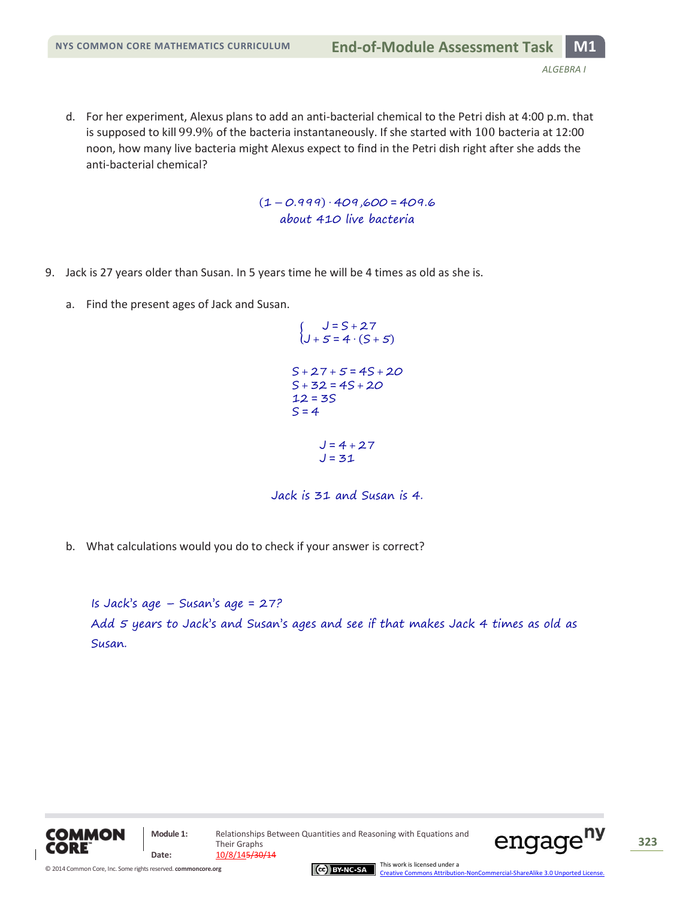d. For her experiment, Alexus plans to add an anti-bacterial chemical to the Petri dish at 4:00 p.m. that is supposed to kill 99.9% of the bacteria instantaneously. If she started with 100 bacteria at 12:00 noon, how many live bacteria might Alexus expect to find in the Petri dish right after she adds the anti-bacterial chemical?

$$(1 - 0.999) \cdot 409{,}600 = 409.6$$

*about 410 live bacteria*

9. Jack is 27 years older than Susan. In 5 years time he will be 4 times as old as she is.

a. Find the present ages of Jack and Susan.

$$\begin{cases} J = S + 27 \\ J + 5 = 4 \cdot (S + 5) \end{cases}$$

$$S + 27 + 5 = 4S + 20$$
$$S + 32 = 4S + 20$$
$$12 = 3S$$
$$S = 4$$

$$J = 4 + 27$$
$$J = 31$$

*Jack is 31 and Susan is 4.*

b. What calculations would you do to check if your answer is correct?

*Is Jack's age − Susan's age = 27?*
*Add 5 years to Jack's and Susan's ages and see if that makes Jack 4 times as old as Susan.*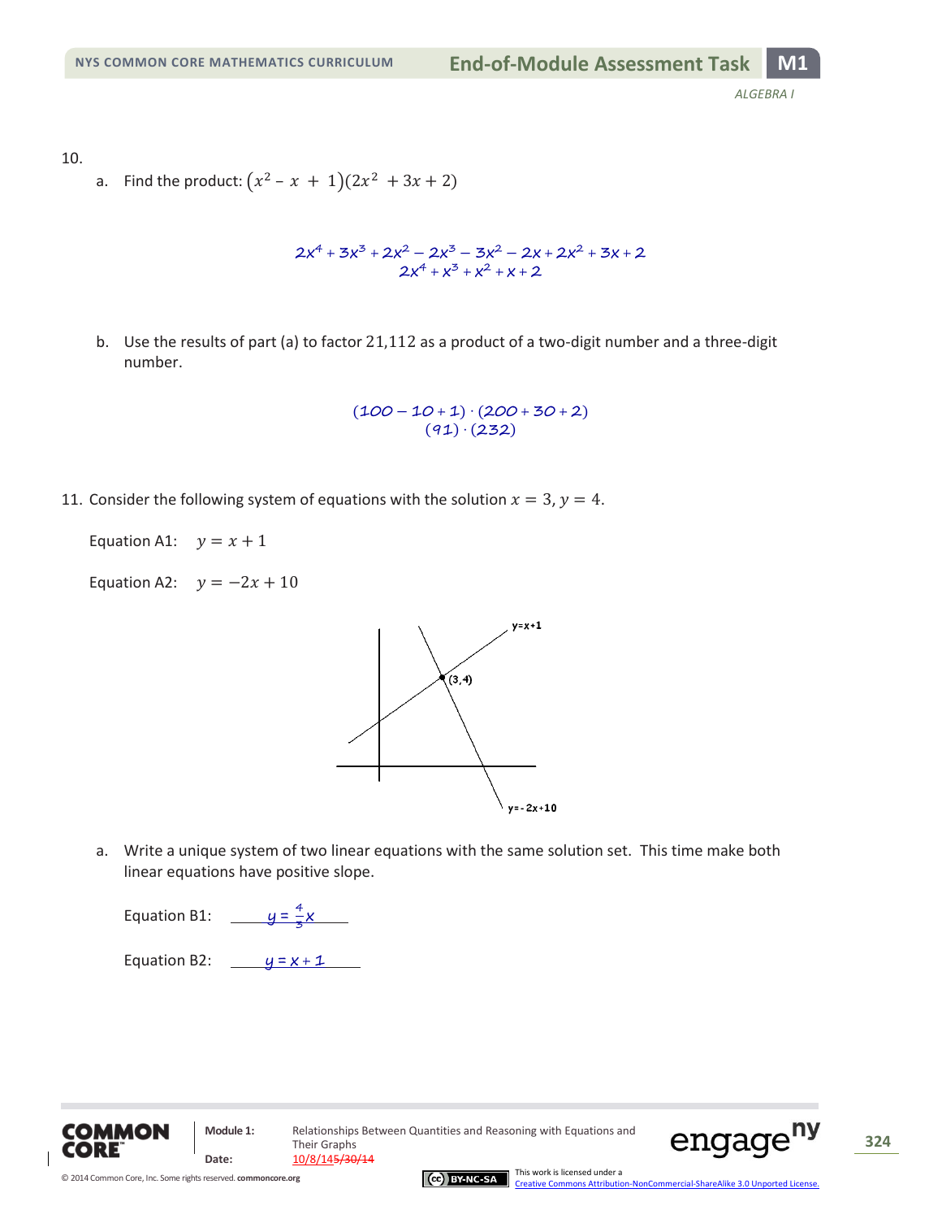10.

a. Find the product: $(x^2 - x + 1)(2x^2 + 3x + 2)$

$$2x^4 + 3x^3 + 2x^2 - 2x^3 - 3x^2 - 2x + 2x^2 + 3x + 2$$
$$2x^4 + x^3 + x^2 + x + 2$$

b. Use the results of part (a) to factor 21,112 as a product of a two-digit number and a three-digit number.

$$(100 - 10 + 1) \cdot (200 + 30 + 2)$$
$$(91) \cdot (232)$$

11. Consider the following system of equations with the solution $x = 3$, $y = 4$.

Equation A1: $y = x + 1$

Equation A2: $y = -2x + 10$

y=x+1

(3,4)

y=-2x+10

a. Write a unique system of two linear equations with the same solution set. This time make both linear equations have positive slope.

Equation B1: $y = \frac{4}{3}x$

Equation B2: $y = x + 1$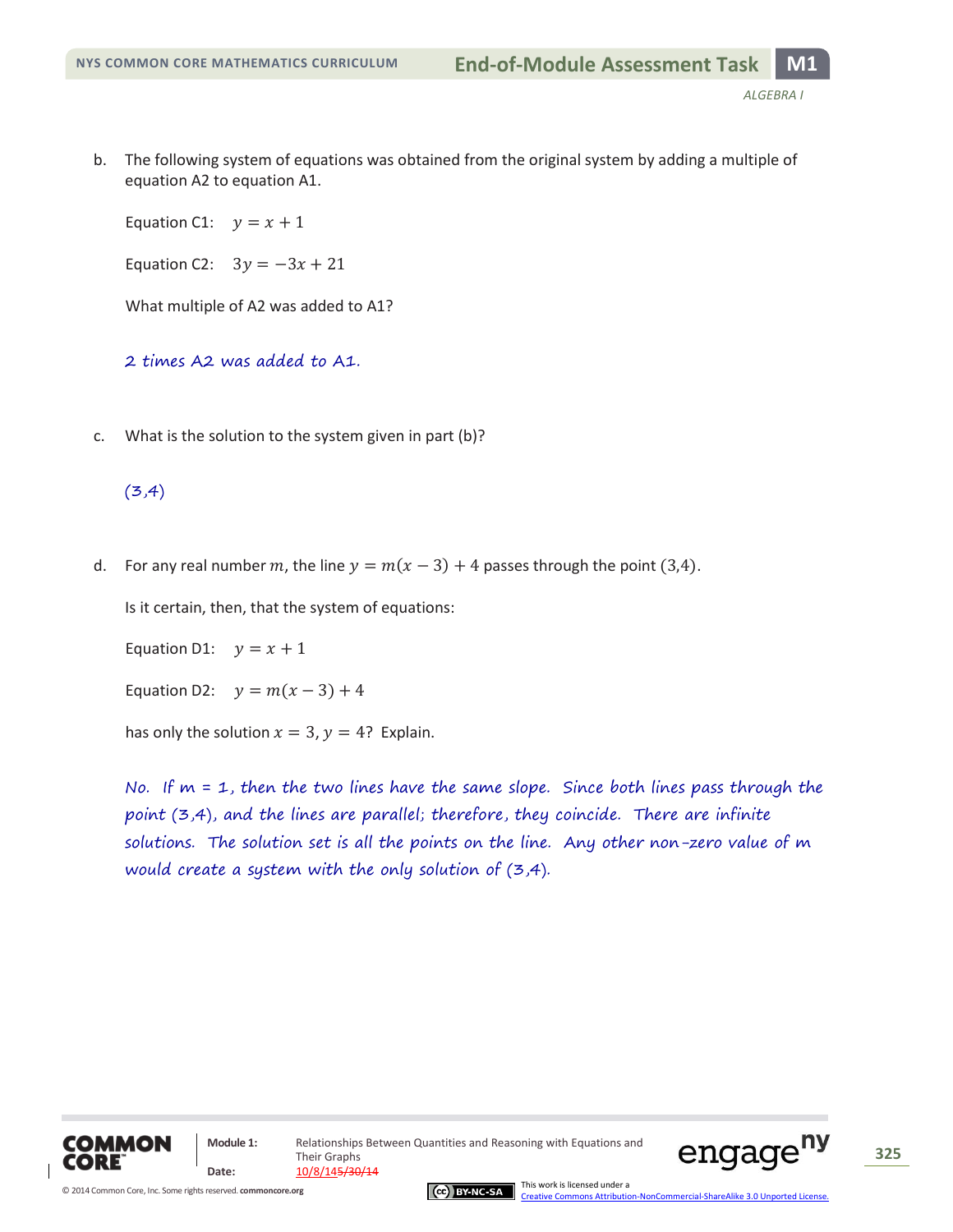b. The following system of equations was obtained from the original system by adding a multiple of equation A2 to equation A1.

Equation C1: $y = x + 1$

Equation C2: $3y = -3x + 21$

What multiple of A2 was added to A1?

*2 times A2 was added to A1.*

c. What is the solution to the system given in part (b)?

*(3,4)*

d. For any real number $m$, the line $y = m(x - 3) + 4$ passes through the point $(3,4)$.

Is it certain, then, that the system of equations:

Equation D1: $y = x + 1$

Equation D2: $y = m(x - 3) + 4$

has only the solution $x = 3, y = 4$? Explain.

*No. If m = 1, then the two lines have the same slope. Since both lines pass through the point (3,4), and the lines are parallel; therefore, they coincide. There are infinite solutions. The solution set is all the points on the line. Any other non-zero value of m would create a system with the only solution of (3,4).*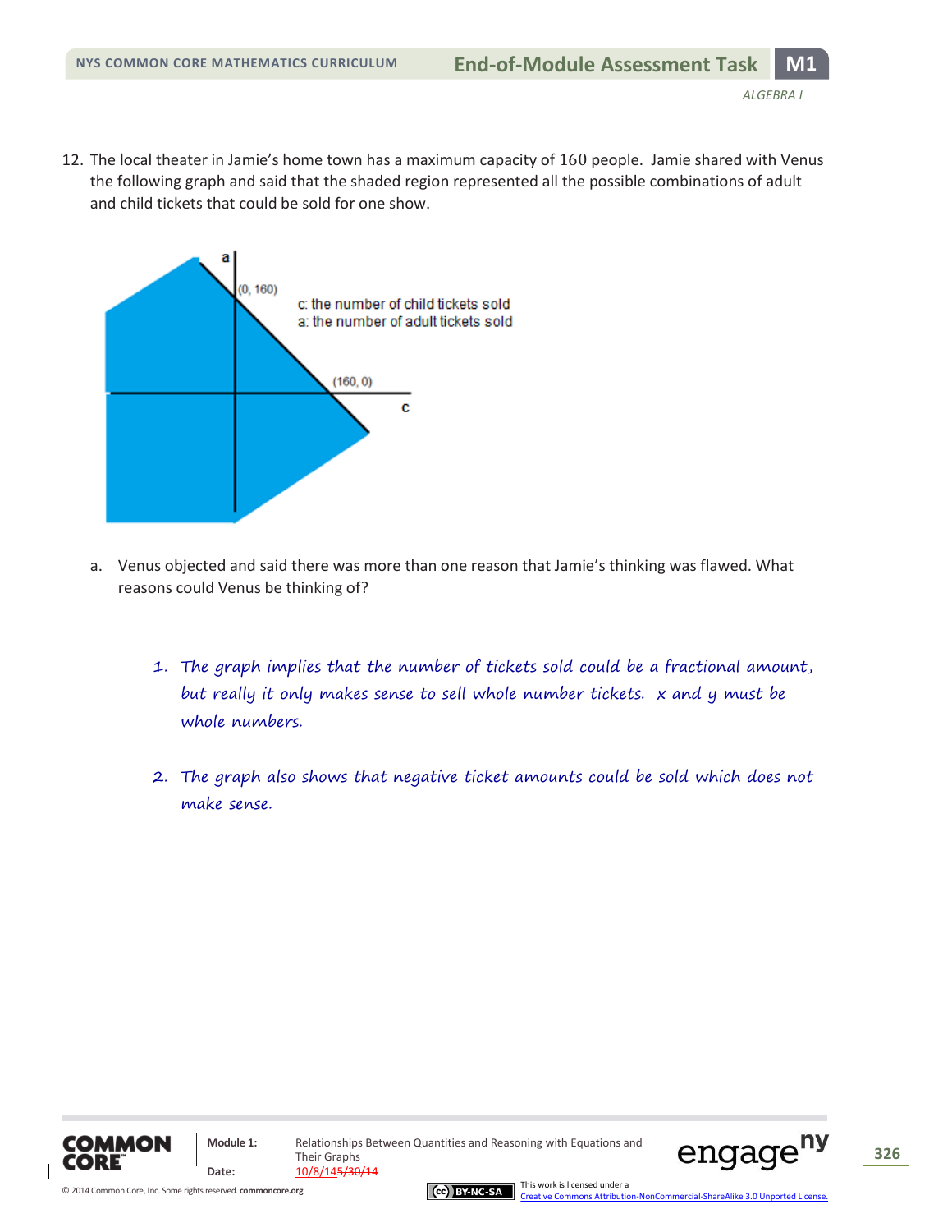12. The local theater in Jamie's home town has a maximum capacity of 160 people. Jamie shared with Venus the following graph and said that the shaded region represented all the possible combinations of adult and child tickets that could be sold for one show.

(0, 160)

c: the number of child tickets sold
a: the number of adult tickets sold

(160, 0)

a. Venus objected and said there was more than one reason that Jamie's thinking was flawed. What reasons could Venus be thinking of?

   *1. The graph implies that the number of tickets sold could be a fractional amount, but really it only makes sense to sell whole number tickets. $x$ and $y$ must be whole numbers.*

   *2. The graph also shows that negative ticket amounts could be sold which does not make sense.*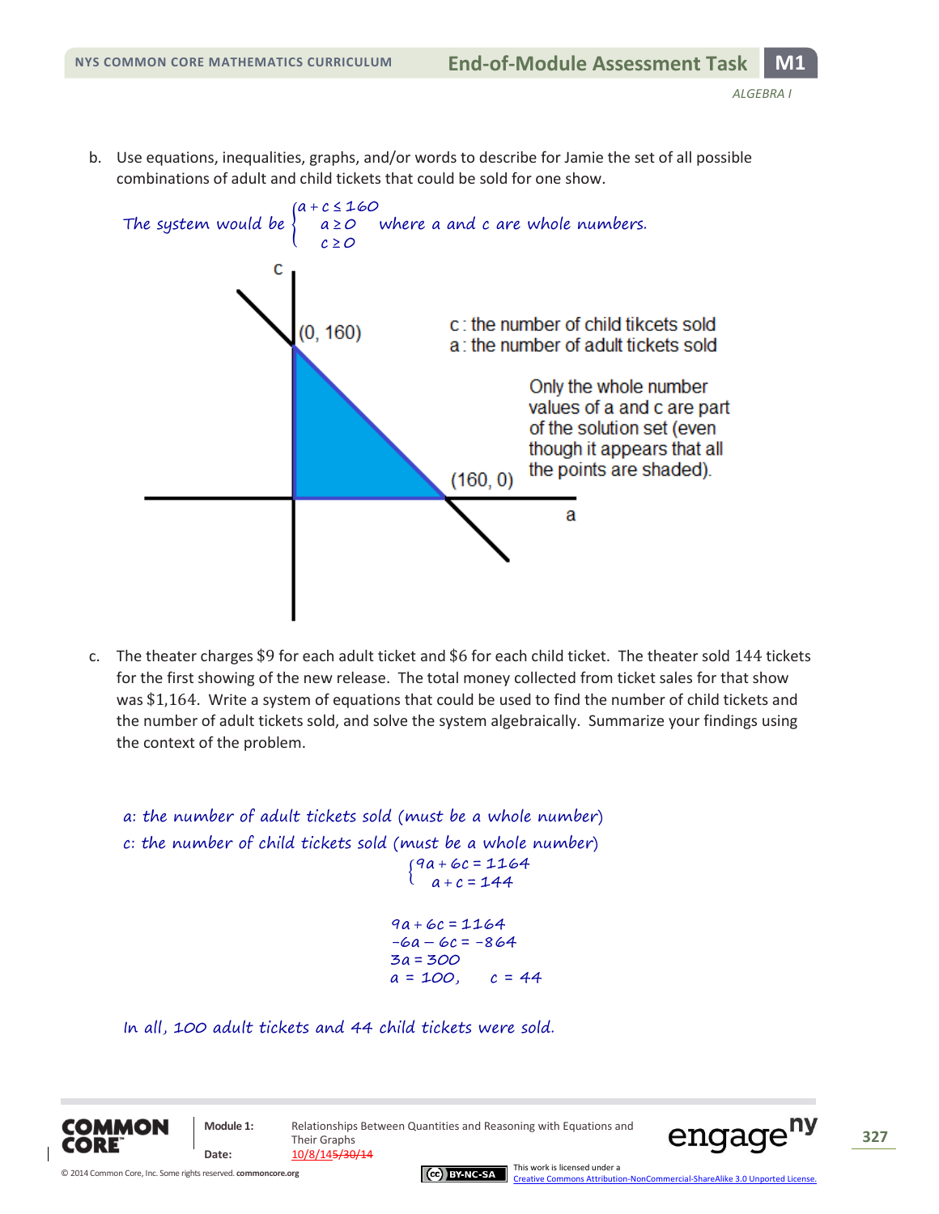b. Use equations, inequalities, graphs, and/or words to describe for Jamie the set of all possible combinations of adult and child tickets that could be sold for one show.

*The system would be* $\begin{cases} a + c \leq 160 \\ a \geq 0 \\ c \geq 0 \end{cases}$ *where a and c are whole numbers.*

c

(0, 160)

(160, 0)

a

c : the number of child tikcets sold

a : the number of adult tickets sold

Only the whole number values of a and c are part of the solution set (even though it appears that all the points are shaded).

c. The theater charges $9 for each adult ticket and $6 for each child ticket. The theater sold 144 tickets for the first showing of the new release. The total money collected from ticket sales for that show was $1,164. Write a system of equations that could be used to find the number of child tickets and the number of adult tickets sold, and solve the system algebraically. Summarize your findings using the context of the problem.

*a: the number of adult tickets sold (must be a whole number)*

*c: the number of child tickets sold (must be a whole number)*

$$\begin{cases} 9a + 6c = 1164 \\ a + c = 144 \end{cases}$$

$$9a + 6c = 1164$$
$$-6a - 6c = -864$$
$$3a = 300$$
$$a = 100, \quad c = 44$$

*In all, 100 adult tickets and 44 child tickets were sold.*